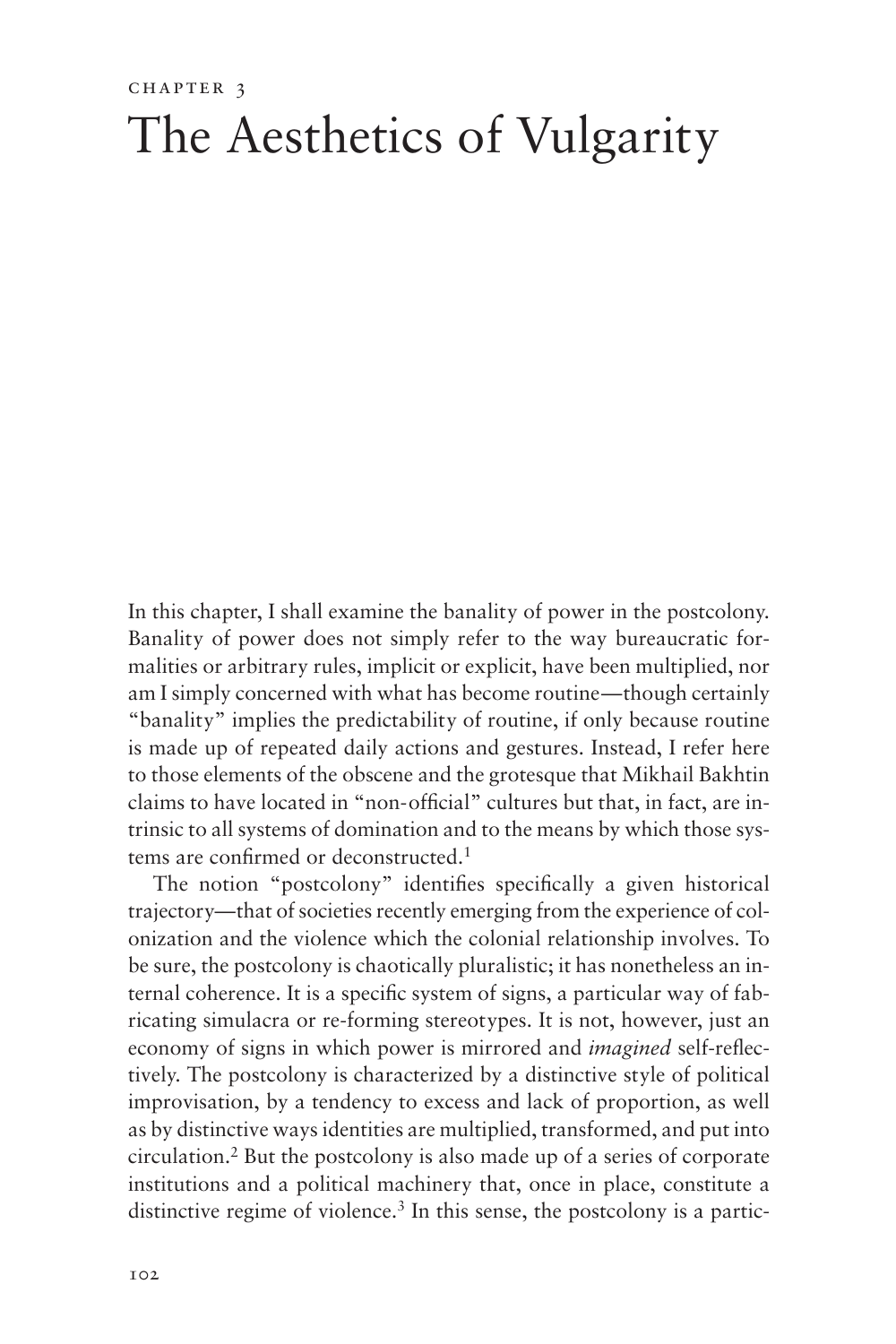CHAPTER 3

# The Aesthetics of Vulgarity

In this chapter, I shall examine the banality of power in the postcolony. Banality of power does not simply refer to the way bureaucratic formalities or arbitrary rules, implicit or explicit, have been multiplied, nor am I simply concerned with what has become routine—though certainly "banality" implies the predictability of routine, if only because routine is made up of repeated daily actions and gestures. Instead, I refer here to those elements of the obscene and the grotesque that Mikhail Bakhtin claims to have located in "non-official" cultures but that, in fact, are intrinsic to all systems of domination and to the means by which those systems are confirmed or deconstructed.[1]

The notion "postcolony" identifies specifically a given historical trajectory—that of societies recently emerging from the experience of colonization and the violence which the colonial relationship involves. To be sure, the postcolony is chaotically pluralistic; it has nonetheless an internal coherence. It is a specific system of signs, a particular way of fabricating simulacra or re-forming stereotypes. It is not, however, just an economy of signs in which power is mirrored and *imagined* self-reflectively. The postcolony is characterized by a distinctive style of political improvisation, by a tendency to excess and lack of proportion, as well as by distinctive ways identities are multiplied, transformed, and put into circulation.[2] But the postcolony is also made up of a series of corporate institutions and a political machinery that, once in place, constitute a distinctive regime of violence.[3] In this sense, the postcolony is a partic-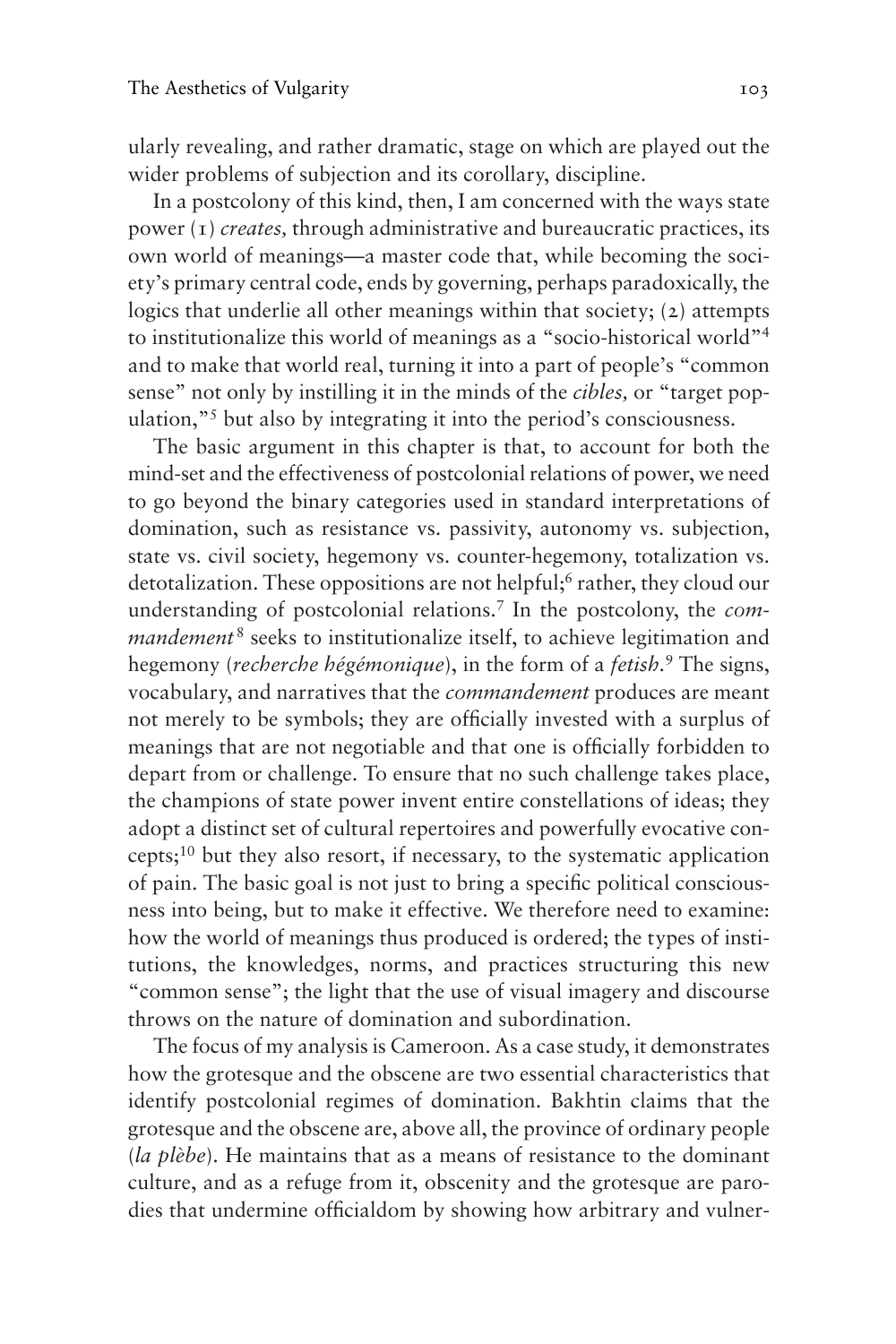ularly revealing, and rather dramatic, stage on which are played out the wider problems of subjection and its corollary, discipline.

In a postcolony of this kind, then, I am concerned with the ways state power (1) *creates,* through administrative and bureaucratic practices, its own world of meanings—a master code that, while becoming the society's primary central code, ends by governing, perhaps paradoxically, the logics that underlie all other meanings within that society; (2) attempts to institutionalize this world of meanings as a "socio-historical world"[4] and to make that world real, turning it into a part of people's "common sense" not only by instilling it in the minds of the *cibles,* or "target population,"[5] but also by integrating it into the period's consciousness.

The basic argument in this chapter is that, to account for both the mind-set and the effectiveness of postcolonial relations of power, we need to go beyond the binary categories used in standard interpretations of domination, such as resistance vs. passivity, autonomy vs. subjection, state vs. civil society, hegemony vs. counter-hegemony, totalization vs. detotalization. These oppositions are not helpful;[6] rather, they cloud our understanding of postcolonial relations.[7] In the postcolony, the *commandement*[8] seeks to institutionalize itself, to achieve legitimation and hegemony (*recherche hégémonique*), in the form of a *fetish*.[9] The signs, vocabulary, and narratives that the *commandement* produces are meant not merely to be symbols; they are officially invested with a surplus of meanings that are not negotiable and that one is officially forbidden to depart from or challenge. To ensure that no such challenge takes place, the champions of state power invent entire constellations of ideas; they adopt a distinct set of cultural repertoires and powerfully evocative concepts;[10] but they also resort, if necessary, to the systematic application of pain. The basic goal is not just to bring a specific political consciousness into being, but to make it effective. We therefore need to examine: how the world of meanings thus produced is ordered; the types of institutions, the knowledges, norms, and practices structuring this new "common sense"; the light that the use of visual imagery and discourse throws on the nature of domination and subordination.

The focus of my analysis is Cameroon. As a case study, it demonstrates how the grotesque and the obscene are two essential characteristics that identify postcolonial regimes of domination. Bakhtin claims that the grotesque and the obscene are, above all, the province of ordinary people (*la plèbe*). He maintains that as a means of resistance to the dominant culture, and as a refuge from it, obscenity and the grotesque are parodies that undermine officialdom by showing how arbitrary and vulner-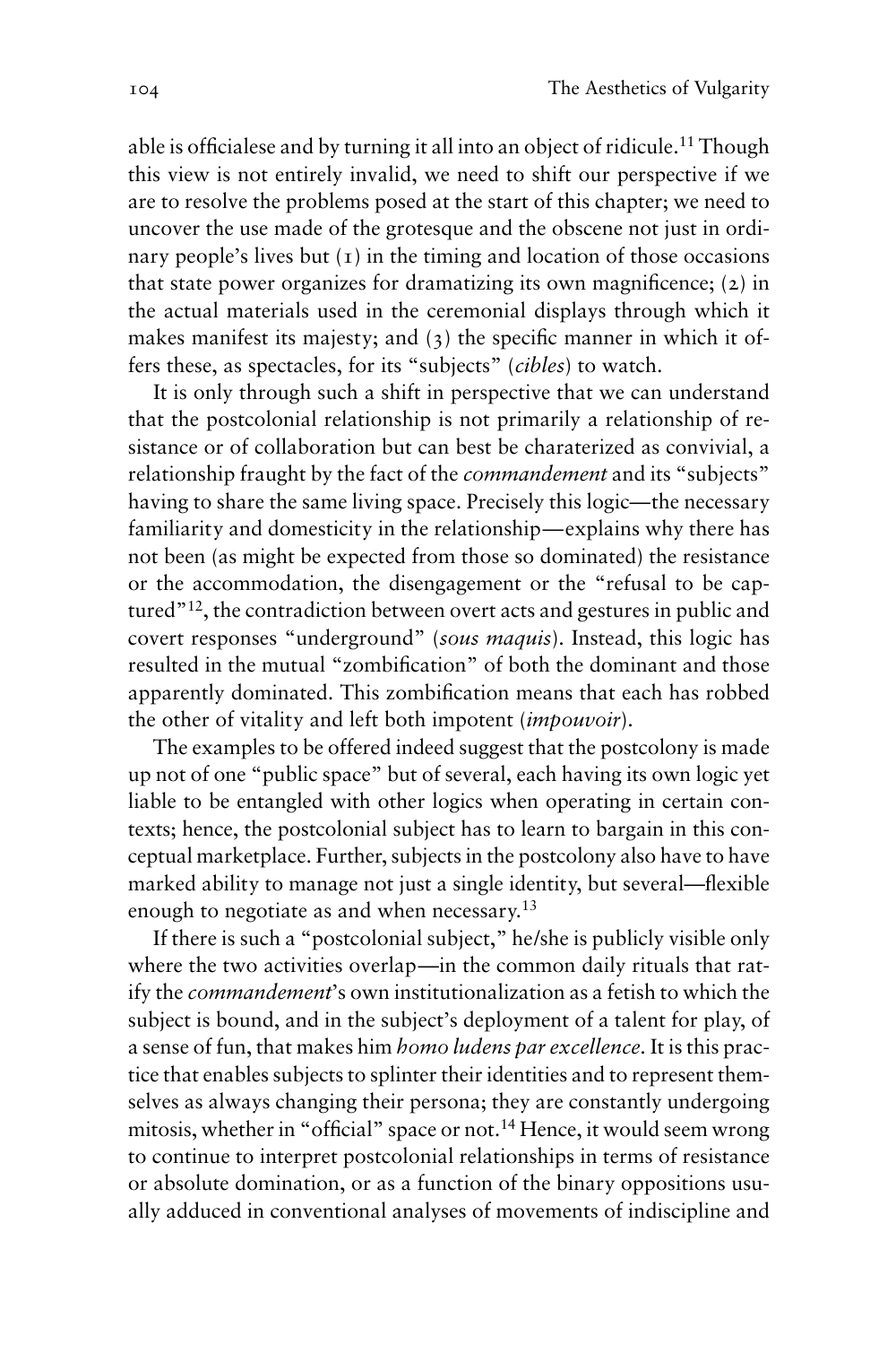able is officialese and by turning it all into an object of ridicule.[11] Though this view is not entirely invalid, we need to shift our perspective if we are to resolve the problems posed at the start of this chapter; we need to uncover the use made of the grotesque and the obscene not just in ordinary people's lives but (1) in the timing and location of those occasions that state power organizes for dramatizing its own magnificence; (2) in the actual materials used in the ceremonial displays through which it makes manifest its majesty; and (3) the specific manner in which it offers these, as spectacles, for its "subjects" (*cibles*) to watch.

It is only through such a shift in perspective that we can understand that the postcolonial relationship is not primarily a relationship of resistance or of collaboration but can best be charaterized as convivial, a relationship fraught by the fact of the *commandement* and its "subjects" having to share the same living space. Precisely this logic—the necessary familiarity and domesticity in the relationship—explains why there has not been (as might be expected from those so dominated) the resistance or the accommodation, the disengagement or the "refusal to be captured"[12], the contradiction between overt acts and gestures in public and covert responses "underground" (*sous maquis*). Instead, this logic has resulted in the mutual "zombification" of both the dominant and those apparently dominated. This zombification means that each has robbed the other of vitality and left both impotent (*impouvoir*).

The examples to be offered indeed suggest that the postcolony is made up not of one "public space" but of several, each having its own logic yet liable to be entangled with other logics when operating in certain contexts; hence, the postcolonial subject has to learn to bargain in this conceptual marketplace. Further, subjects in the postcolony also have to have marked ability to manage not just a single identity, but several—flexible enough to negotiate as and when necessary.[13]

If there is such a "postcolonial subject," he/she is publicly visible only where the two activities overlap—in the common daily rituals that ratify the *commandement*'s own institutionalization as a fetish to which the subject is bound, and in the subject's deployment of a talent for play, of a sense of fun, that makes him *homo ludens par excellence*. It is this practice that enables subjects to splinter their identities and to represent themselves as always changing their persona; they are constantly undergoing mitosis, whether in "official" space or not.[14] Hence, it would seem wrong to continue to interpret postcolonial relationships in terms of resistance or absolute domination, or as a function of the binary oppositions usually adduced in conventional analyses of movements of indiscipline and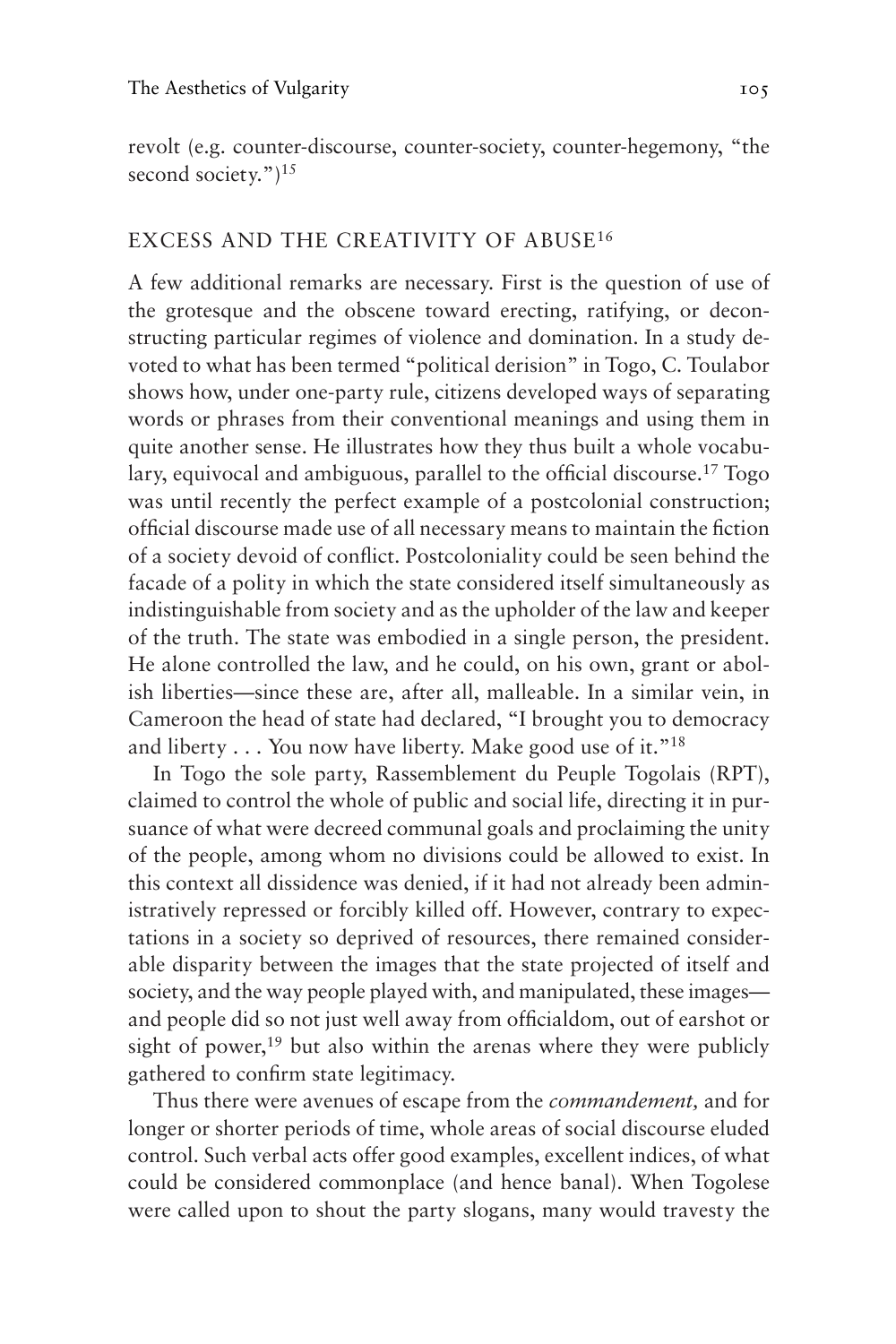revolt (e.g. counter-discourse, counter-society, counter-hegemony, "the second society.")[15]

## EXCESS AND THE CREATIVITY OF ABUSE[16]

A few additional remarks are necessary. First is the question of use of the grotesque and the obscene toward erecting, ratifying, or deconstructing particular regimes of violence and domination. In a study devoted to what has been termed "political derision" in Togo, C. Toulabor shows how, under one-party rule, citizens developed ways of separating words or phrases from their conventional meanings and using them in quite another sense. He illustrates how they thus built a whole vocabulary, equivocal and ambiguous, parallel to the official discourse.[17] Togo was until recently the perfect example of a postcolonial construction; official discourse made use of all necessary means to maintain the fiction of a society devoid of conflict. Postcoloniality could be seen behind the facade of a polity in which the state considered itself simultaneously as indistinguishable from society and as the upholder of the law and keeper of the truth. The state was embodied in a single person, the president. He alone controlled the law, and he could, on his own, grant or abolish liberties—since these are, after all, malleable. In a similar vein, in Cameroon the head of state had declared, "I brought you to democracy and liberty . . . You now have liberty. Make good use of it."[18]

In Togo the sole party, Rassemblement du Peuple Togolais (RPT), claimed to control the whole of public and social life, directing it in pursuance of what were decreed communal goals and proclaiming the unity of the people, among whom no divisions could be allowed to exist. In this context all dissidence was denied, if it had not already been administratively repressed or forcibly killed off. However, contrary to expectations in a society so deprived of resources, there remained considerable disparity between the images that the state projected of itself and society, and the way people played with, and manipulated, these images—and people did so not just well away from officialdom, out of earshot or sight of power,[19] but also within the arenas where they were publicly gathered to confirm state legitimacy.

Thus there were avenues of escape from the *commandement,* and for longer or shorter periods of time, whole areas of social discourse eluded control. Such verbal acts offer good examples, excellent indices, of what could be considered commonplace (and hence banal). When Togolese were called upon to shout the party slogans, many would travesty the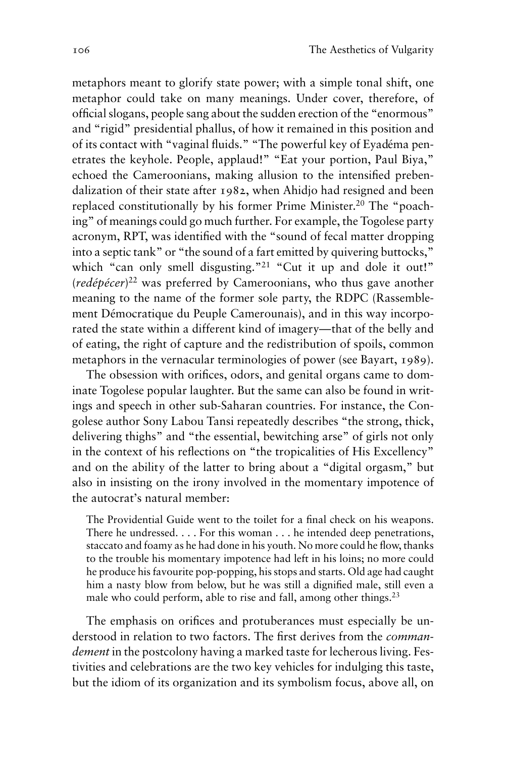metaphors meant to glorify state power; with a simple tonal shift, one metaphor could take on many meanings. Under cover, therefore, of official slogans, people sang about the sudden erection of the "enormous" and "rigid" presidential phallus, of how it remained in this position and of its contact with "vaginal fluids." "The powerful key of Eyadéma penetrates the keyhole. People, applaud!" "Eat your portion, Paul Biya," echoed the Cameroonians, making allusion to the intensified prebendalization of their state after 1982, when Ahidjo had resigned and been replaced constitutionally by his former Prime Minister.[20] The "poaching" of meanings could go much further. For example, the Togolese party acronym, RPT, was identified with the "sound of fecal matter dropping into a septic tank" or "the sound of a fart emitted by quivering buttocks," which "can only smell disgusting."[21] "Cut it up and dole it out!" (*redépécer*)[22] was preferred by Cameroonians, who thus gave another meaning to the name of the former sole party, the RDPC (Rassemblement Démocratique du Peuple Camerounais), and in this way incorporated the state within a different kind of imagery—that of the belly and of eating, the right of capture and the redistribution of spoils, common metaphors in the vernacular terminologies of power (see Bayart, 1989).

The obsession with orifices, odors, and genital organs came to dominate Togolese popular laughter. But the same can also be found in writings and speech in other sub-Saharan countries. For instance, the Congolese author Sony Labou Tansi repeatedly describes "the strong, thick, delivering thighs" and "the essential, bewitching arse" of girls not only in the context of his reflections on "the tropicalities of His Excellency" and on the ability of the latter to bring about a "digital orgasm," but also in insisting on the irony involved in the momentary impotence of the autocrat's natural member:

> The Providential Guide went to the toilet for a final check on his weapons. There he undressed. . . . For this woman . . . he intended deep penetrations, staccato and foamy as he had done in his youth. No more could he flow, thanks to the trouble his momentary impotence had left in his loins; no more could he produce his favourite pop-popping, his stops and starts. Old age had caught him a nasty blow from below, but he was still a dignified male, still even a male who could perform, able to rise and fall, among other things.[23]

The emphasis on orifices and protuberances must especially be understood in relation to two factors. The first derives from the *commandement* in the postcolony having a marked taste for lecherous living. Festivities and celebrations are the two key vehicles for indulging this taste, but the idiom of its organization and its symbolism focus, above all, on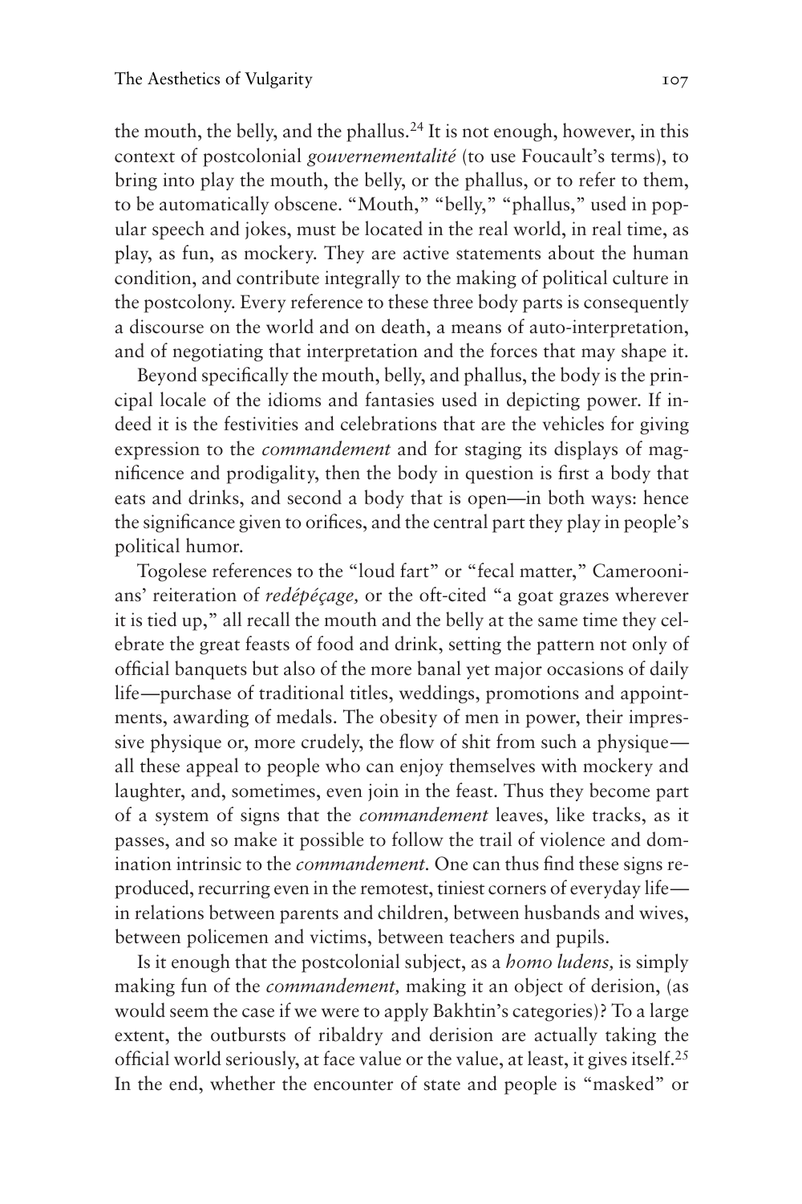the mouth, the belly, and the phallus.[24] It is not enough, however, in this context of postcolonial *gouvernementalité* (to use Foucault's terms), to bring into play the mouth, the belly, or the phallus, or to refer to them, to be automatically obscene. "Mouth," "belly," "phallus," used in popular speech and jokes, must be located in the real world, in real time, as play, as fun, as mockery. They are active statements about the human condition, and contribute integrally to the making of political culture in the postcolony. Every reference to these three body parts is consequently a discourse on the world and on death, a means of auto-interpretation, and of negotiating that interpretation and the forces that may shape it.

Beyond specifically the mouth, belly, and phallus, the body is the principal locale of the idioms and fantasies used in depicting power. If indeed it is the festivities and celebrations that are the vehicles for giving expression to the *commandement* and for staging its displays of magnificence and prodigality, then the body in question is first a body that eats and drinks, and second a body that is open—in both ways: hence the significance given to orifices, and the central part they play in people's political humor.

Togolese references to the "loud fart" or "fecal matter," Cameroonians' reiteration of *redépéçage,* or the oft-cited "a goat grazes wherever it is tied up," all recall the mouth and the belly at the same time they celebrate the great feasts of food and drink, setting the pattern not only of official banquets but also of the more banal yet major occasions of daily life—purchase of traditional titles, weddings, promotions and appointments, awarding of medals. The obesity of men in power, their impressive physique or, more crudely, the flow of shit from such a physique—all these appeal to people who can enjoy themselves with mockery and laughter, and, sometimes, even join in the feast. Thus they become part of a system of signs that the *commandement* leaves, like tracks, as it passes, and so make it possible to follow the trail of violence and domination intrinsic to the *commandement.* One can thus find these signs reproduced, recurring even in the remotest, tiniest corners of everyday life—in relations between parents and children, between husbands and wives, between policemen and victims, between teachers and pupils.

Is it enough that the postcolonial subject, as a *homo ludens,* is simply making fun of the *commandement,* making it an object of derision, (as would seem the case if we were to apply Bakhtin's categories)? To a large extent, the outbursts of ribaldry and derision are actually taking the official world seriously, at face value or the value, at least, it gives itself.[25] In the end, whether the encounter of state and people is "masked" or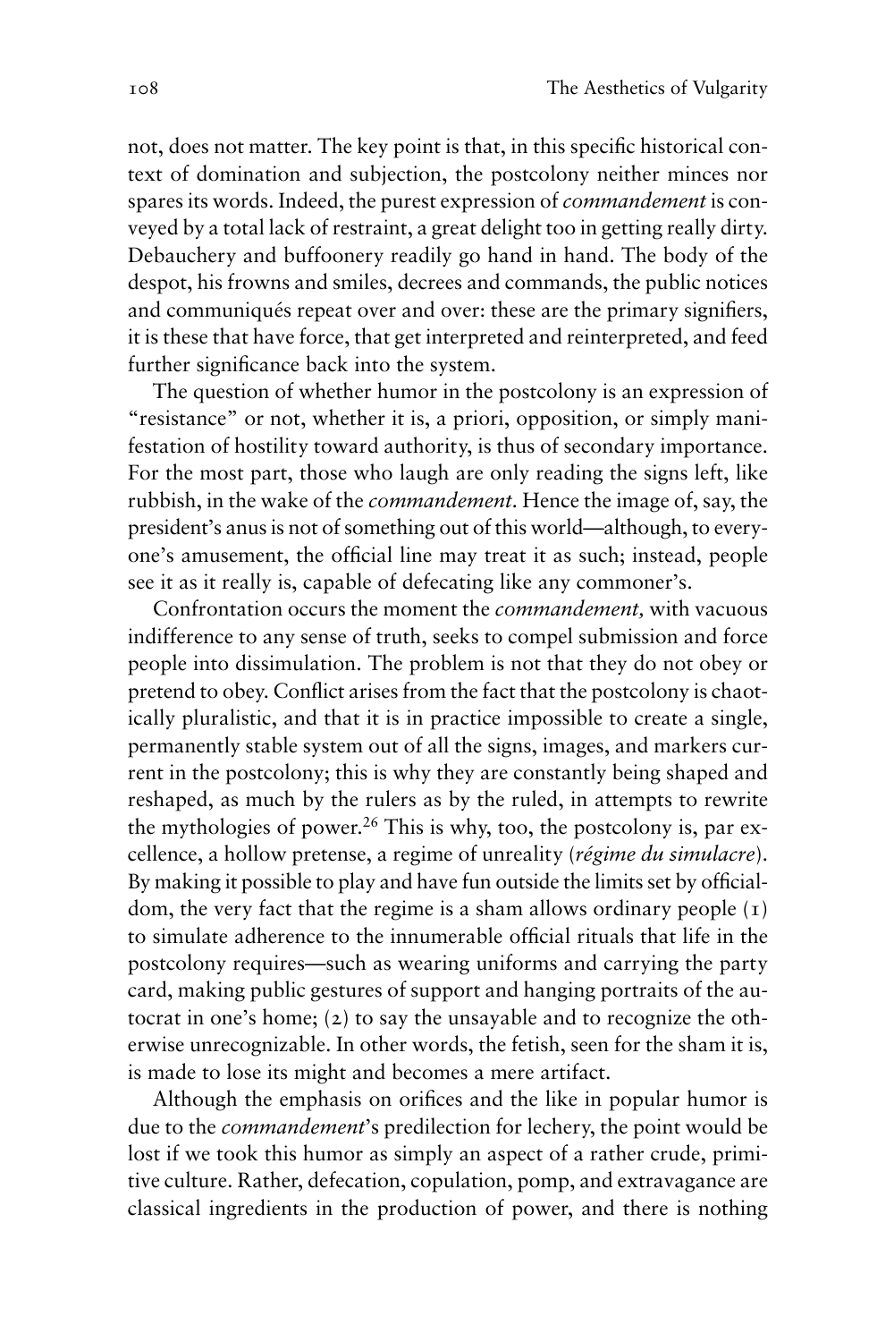not, does not matter. The key point is that, in this specific historical context of domination and subjection, the postcolony neither minces nor spares its words. Indeed, the purest expression of *commandement* is conveyed by a total lack of restraint, a great delight too in getting really dirty. Debauchery and buffoonery readily go hand in hand. The body of the despot, his frowns and smiles, decrees and commands, the public notices and communiqués repeat over and over: these are the primary signifiers, it is these that have force, that get interpreted and reinterpreted, and feed further significance back into the system.

The question of whether humor in the postcolony is an expression of "resistance" or not, whether it is, a priori, opposition, or simply manifestation of hostility toward authority, is thus of secondary importance. For the most part, those who laugh are only reading the signs left, like rubbish, in the wake of the *commandement*. Hence the image of, say, the president's anus is not of something out of this world—although, to everyone's amusement, the official line may treat it as such; instead, people see it as it really is, capable of defecating like any commoner's.

Confrontation occurs the moment the *commandement,* with vacuous indifference to any sense of truth, seeks to compel submission and force people into dissimulation. The problem is not that they do not obey or pretend to obey. Conflict arises from the fact that the postcolony is chaotically pluralistic, and that it is in practice impossible to create a single, permanently stable system out of all the signs, images, and markers current in the postcolony; this is why they are constantly being shaped and reshaped, as much by the rulers as by the ruled, in attempts to rewrite the mythologies of power.[26] This is why, too, the postcolony is, par excellence, a hollow pretense, a regime of unreality (*régime du simulacre*). By making it possible to play and have fun outside the limits set by officialdom, the very fact that the regime is a sham allows ordinary people (1) to simulate adherence to the innumerable official rituals that life in the postcolony requires—such as wearing uniforms and carrying the party card, making public gestures of support and hanging portraits of the autocrat in one's home; (2) to say the unsayable and to recognize the otherwise unrecognizable. In other words, the fetish, seen for the sham it is, is made to lose its might and becomes a mere artifact.

Although the emphasis on orifices and the like in popular humor is due to the *commandement*'s predilection for lechery, the point would be lost if we took this humor as simply an aspect of a rather crude, primitive culture. Rather, defecation, copulation, pomp, and extravagance are classical ingredients in the production of power, and there is nothing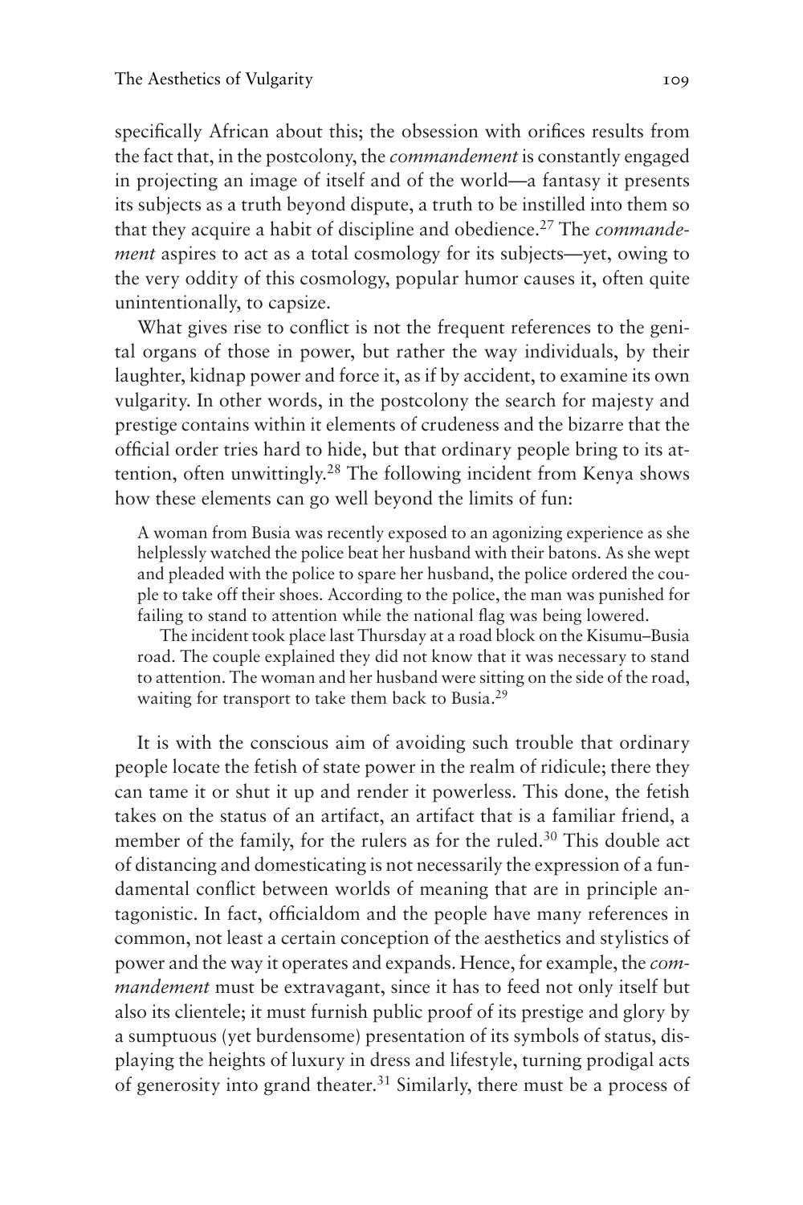specifically African about this; the obsession with orifices results from the fact that, in the postcolony, the *commandement* is constantly engaged in projecting an image of itself and of the world—a fantasy it presents its subjects as a truth beyond dispute, a truth to be instilled into them so that they acquire a habit of discipline and obedience.[27] The *commandement* aspires to act as a total cosmology for its subjects—yet, owing to the very oddity of this cosmology, popular humor causes it, often quite unintentionally, to capsize.

What gives rise to conflict is not the frequent references to the genital organs of those in power, but rather the way individuals, by their laughter, kidnap power and force it, as if by accident, to examine its own vulgarity. In other words, in the postcolony the search for majesty and prestige contains within it elements of crudeness and the bizarre that the official order tries hard to hide, but that ordinary people bring to its attention, often unwittingly.[28] The following incident from Kenya shows how these elements can go well beyond the limits of fun:

> A woman from Busia was recently exposed to an agonizing experience as she helplessly watched the police beat her husband with their batons. As she wept and pleaded with the police to spare her husband, the police ordered the couple to take off their shoes. According to the police, the man was punished for failing to stand to attention while the national flag was being lowered.
>
> The incident took place last Thursday at a road block on the Kisumu–Busia road. The couple explained they did not know that it was necessary to stand to attention. The woman and her husband were sitting on the side of the road, waiting for transport to take them back to Busia.[29]

It is with the conscious aim of avoiding such trouble that ordinary people locate the fetish of state power in the realm of ridicule; there they can tame it or shut it up and render it powerless. This done, the fetish takes on the status of an artifact, an artifact that is a familiar friend, a member of the family, for the rulers as for the ruled.[30] This double act of distancing and domesticating is not necessarily the expression of a fundamental conflict between worlds of meaning that are in principle antagonistic. In fact, officialdom and the people have many references in common, not least a certain conception of the aesthetics and stylistics of power and the way it operates and expands. Hence, for example, the *commandement* must be extravagant, since it has to feed not only itself but also its clientele; it must furnish public proof of its prestige and glory by a sumptuous (yet burdensome) presentation of its symbols of status, displaying the heights of luxury in dress and lifestyle, turning prodigal acts of generosity into grand theater.[31] Similarly, there must be a process of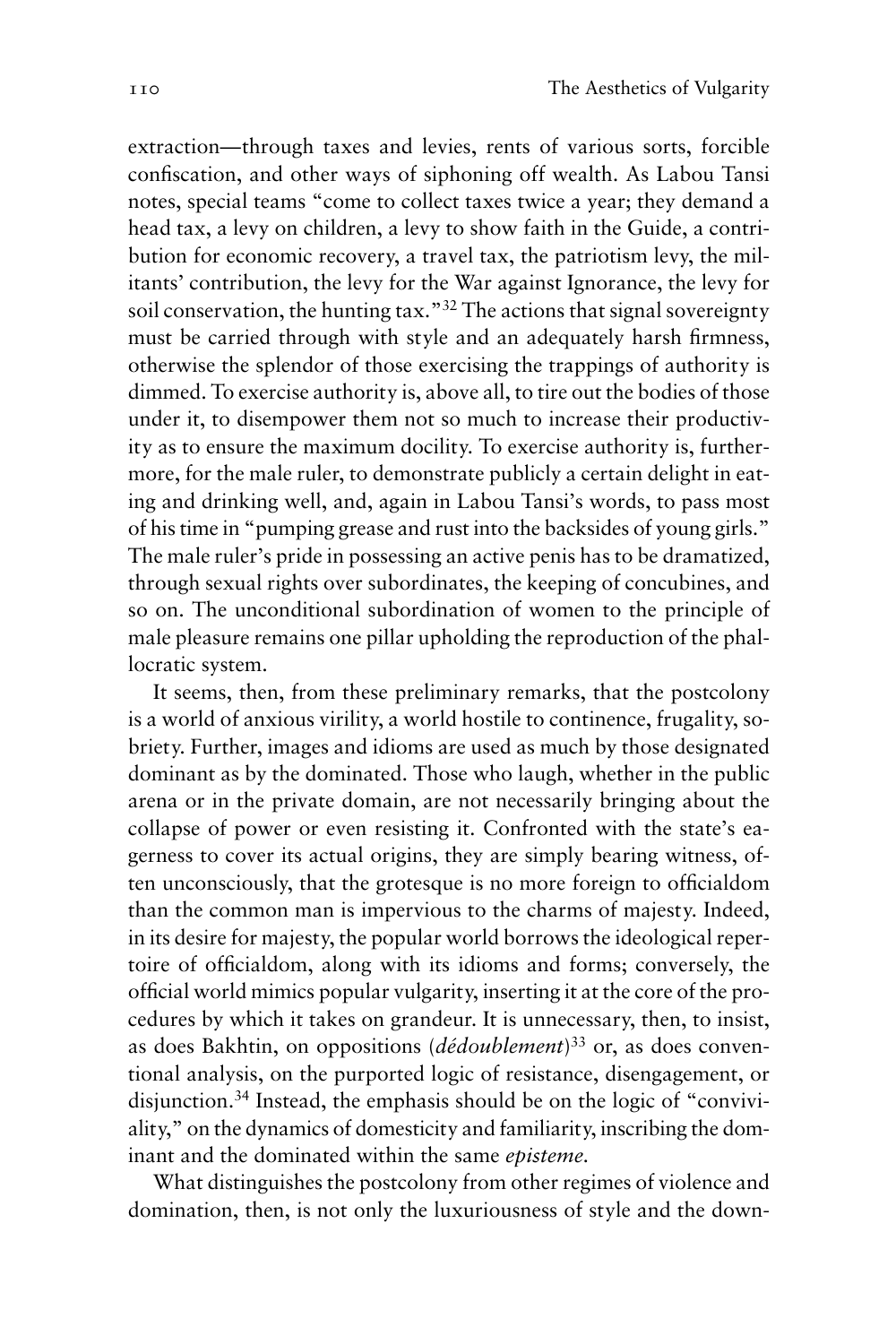extraction—through taxes and levies, rents of various sorts, forcible confiscation, and other ways of siphoning off wealth. As Labou Tansi notes, special teams "come to collect taxes twice a year; they demand a head tax, a levy on children, a levy to show faith in the Guide, a contribution for economic recovery, a travel tax, the patriotism levy, the militants' contribution, the levy for the War against Ignorance, the levy for soil conservation, the hunting tax."[32] The actions that signal sovereignty must be carried through with style and an adequately harsh firmness, otherwise the splendor of those exercising the trappings of authority is dimmed. To exercise authority is, above all, to tire out the bodies of those under it, to disempower them not so much to increase their productivity as to ensure the maximum docility. To exercise authority is, furthermore, for the male ruler, to demonstrate publicly a certain delight in eating and drinking well, and, again in Labou Tansi's words, to pass most of his time in "pumping grease and rust into the backsides of young girls." The male ruler's pride in possessing an active penis has to be dramatized, through sexual rights over subordinates, the keeping of concubines, and so on. The unconditional subordination of women to the principle of male pleasure remains one pillar upholding the reproduction of the phallocratic system.

It seems, then, from these preliminary remarks, that the postcolony is a world of anxious virility, a world hostile to continence, frugality, sobriety. Further, images and idioms are used as much by those designated dominant as by the dominated. Those who laugh, whether in the public arena or in the private domain, are not necessarily bringing about the collapse of power or even resisting it. Confronted with the state's eagerness to cover its actual origins, they are simply bearing witness, often unconsciously, that the grotesque is no more foreign to officialdom than the common man is impervious to the charms of majesty. Indeed, in its desire for majesty, the popular world borrows the ideological repertoire of officialdom, along with its idioms and forms; conversely, the official world mimics popular vulgarity, inserting it at the core of the procedures by which it takes on grandeur. It is unnecessary, then, to insist, as does Bakhtin, on oppositions (*dédoublement*)[33] or, as does conventional analysis, on the purported logic of resistance, disengagement, or disjunction.[34] Instead, the emphasis should be on the logic of "conviviality," on the dynamics of domesticity and familiarity, inscribing the dominant and the dominated within the same *episteme.*

What distinguishes the postcolony from other regimes of violence and domination, then, is not only the luxuriousness of style and the down-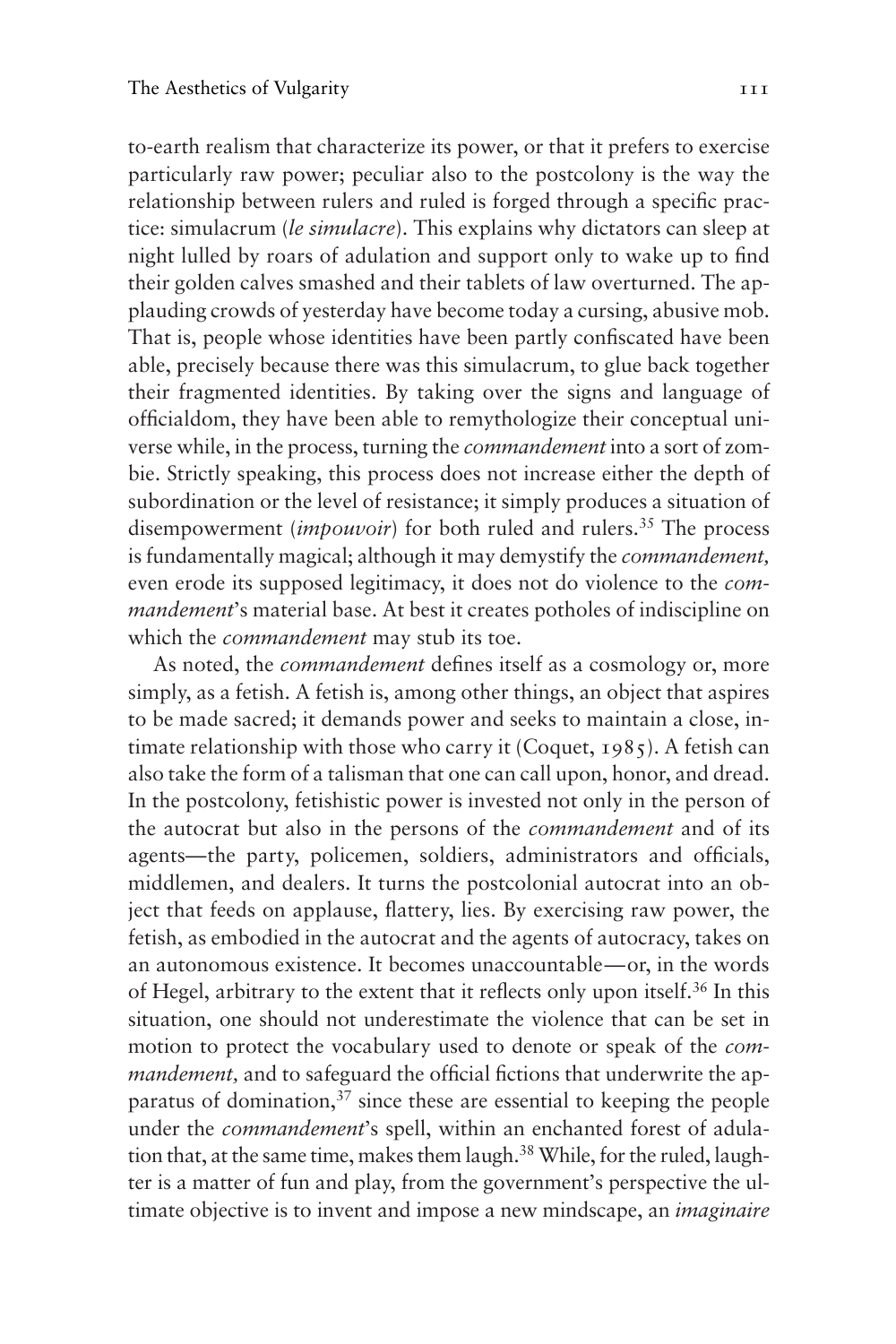to-earth realism that characterize its power, or that it prefers to exercise particularly raw power; peculiar also to the postcolony is the way the relationship between rulers and ruled is forged through a specific practice: simulacrum (*le simulacre*). This explains why dictators can sleep at night lulled by roars of adulation and support only to wake up to find their golden calves smashed and their tablets of law overturned. The applauding crowds of yesterday have become today a cursing, abusive mob. That is, people whose identities have been partly confiscated have been able, precisely because there was this simulacrum, to glue back together their fragmented identities. By taking over the signs and language of officialdom, they have been able to remythologize their conceptual universe while, in the process, turning the *commandement* into a sort of zombie. Strictly speaking, this process does not increase either the depth of subordination or the level of resistance; it simply produces a situation of disempowerment (*impouvoir*) for both ruled and rulers.[35] The process is fundamentally magical; although it may demystify the *commandement,* even erode its supposed legitimacy, it does not do violence to the *commandement*'s material base. At best it creates potholes of indiscipline on which the *commandement* may stub its toe.

As noted, the *commandement* defines itself as a cosmology or, more simply, as a fetish. A fetish is, among other things, an object that aspires to be made sacred; it demands power and seeks to maintain a close, intimate relationship with those who carry it (Coquet, 1985). A fetish can also take the form of a talisman that one can call upon, honor, and dread. In the postcolony, fetishistic power is invested not only in the person of the autocrat but also in the persons of the *commandement* and of its agents—the party, policemen, soldiers, administrators and officials, middlemen, and dealers. It turns the postcolonial autocrat into an object that feeds on applause, flattery, lies. By exercising raw power, the fetish, as embodied in the autocrat and the agents of autocracy, takes on an autonomous existence. It becomes unaccountable—or, in the words of Hegel, arbitrary to the extent that it reflects only upon itself.[36] In this situation, one should not underestimate the violence that can be set in motion to protect the vocabulary used to denote or speak of the *commandement,* and to safeguard the official fictions that underwrite the apparatus of domination,[37] since these are essential to keeping the people under the *commandement*'s spell, within an enchanted forest of adulation that, at the same time, makes them laugh.[38] While, for the ruled, laughter is a matter of fun and play, from the government's perspective the ultimate objective is to invent and impose a new mindscape, an *imaginaire*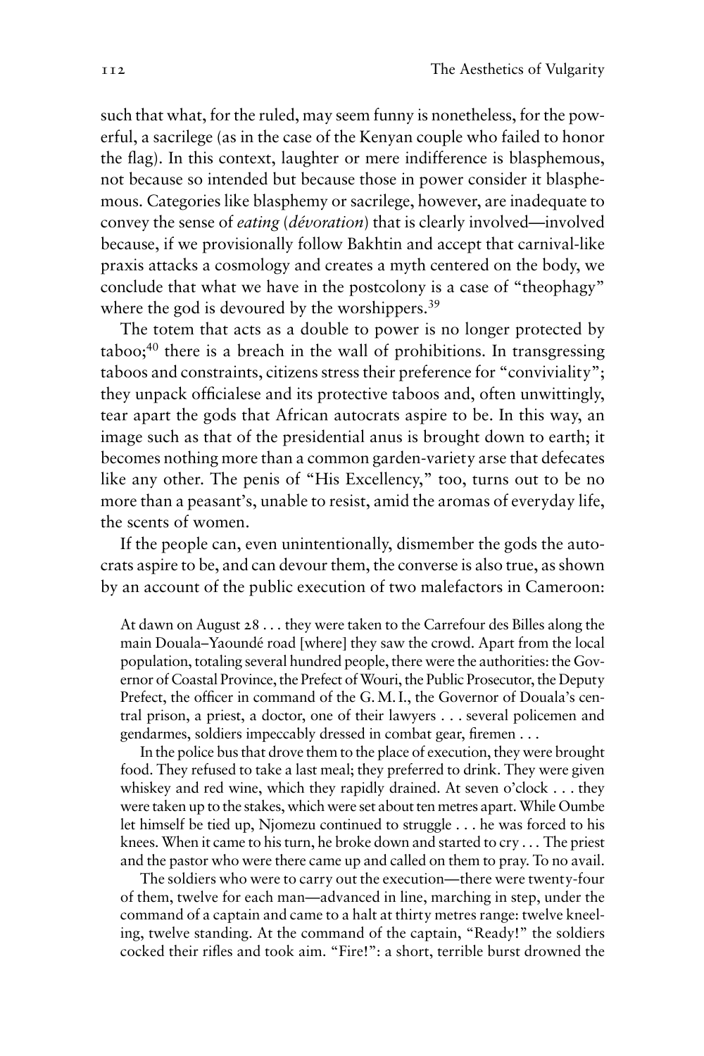such that what, for the ruled, may seem funny is nonetheless, for the powerful, a sacrilege (as in the case of the Kenyan couple who failed to honor the flag). In this context, laughter or mere indifference is blasphemous, not because so intended but because those in power consider it blasphemous. Categories like blasphemy or sacrilege, however, are inadequate to convey the sense of *eating* (*dévoration*) that is clearly involved—involved because, if we provisionally follow Bakhtin and accept that carnival-like praxis attacks a cosmology and creates a myth centered on the body, we conclude that what we have in the postcolony is a case of "theophagy" where the god is devoured by the worshippers.[39]

The totem that acts as a double to power is no longer protected by taboo;[40] there is a breach in the wall of prohibitions. In transgressing taboos and constraints, citizens stress their preference for "conviviality"; they unpack officialese and its protective taboos and, often unwittingly, tear apart the gods that African autocrats aspire to be. In this way, an image such as that of the presidential anus is brought down to earth; it becomes nothing more than a common garden-variety arse that defecates like any other. The penis of "His Excellency," too, turns out to be no more than a peasant's, unable to resist, amid the aromas of everyday life, the scents of women.

If the people can, even unintentionally, dismember the gods the autocrats aspire to be, and can devour them, the converse is also true, as shown by an account of the public execution of two malefactors in Cameroon:

> At dawn on August 28 . . . they were taken to the Carrefour des Billes along the main Douala–Yaoundé road [where] they saw the crowd. Apart from the local population, totaling several hundred people, there were the authorities: the Governor of Coastal Province, the Prefect of Wouri, the Public Prosecutor, the Deputy Prefect, the officer in command of the G. M. I., the Governor of Douala's central prison, a priest, a doctor, one of their lawyers . . . several policemen and gendarmes, soldiers impeccably dressed in combat gear, firemen . . .
>
> In the police bus that drove them to the place of execution, they were brought food. They refused to take a last meal; they preferred to drink. They were given whiskey and red wine, which they rapidly drained. At seven o'clock . . . they were taken up to the stakes, which were set about ten metres apart. While Oumbe let himself be tied up, Njomezu continued to struggle . . . he was forced to his knees. When it came to his turn, he broke down and started to cry . . . The priest and the pastor who were there came up and called on them to pray. To no avail.
>
> The soldiers who were to carry out the execution—there were twenty-four of them, twelve for each man—advanced in line, marching in step, under the command of a captain and came to a halt at thirty metres range: twelve kneeling, twelve standing. At the command of the captain, "Ready!" the soldiers cocked their rifles and took aim. "Fire!": a short, terrible burst drowned the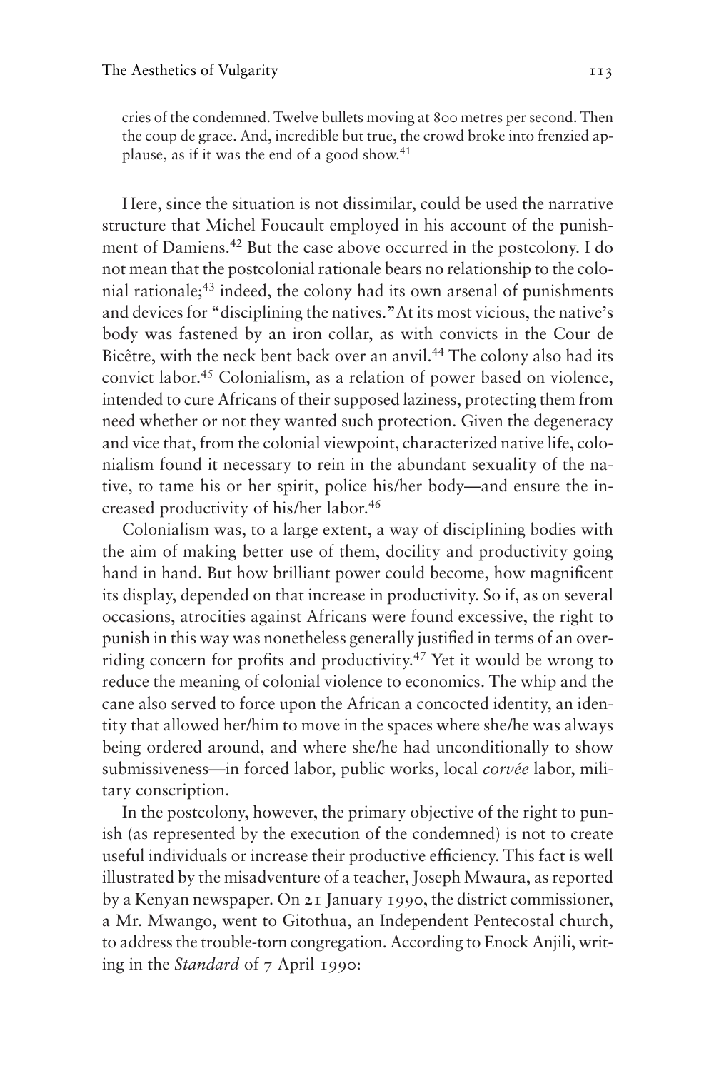cries of the condemned. Twelve bullets moving at 800 metres per second. Then the coup de grace. And, incredible but true, the crowd broke into frenzied applause, as if it was the end of a good show.[41]

Here, since the situation is not dissimilar, could be used the narrative structure that Michel Foucault employed in his account of the punishment of Damiens.[42] But the case above occurred in the postcolony. I do not mean that the postcolonial rationale bears no relationship to the colonial rationale;[43] indeed, the colony had its own arsenal of punishments and devices for "disciplining the natives." At its most vicious, the native's body was fastened by an iron collar, as with convicts in the Cour de Bicêtre, with the neck bent back over an anvil.[44] The colony also had its convict labor.[45] Colonialism, as a relation of power based on violence, intended to cure Africans of their supposed laziness, protecting them from need whether or not they wanted such protection. Given the degeneracy and vice that, from the colonial viewpoint, characterized native life, colonialism found it necessary to rein in the abundant sexuality of the native, to tame his or her spirit, police his/her body—and ensure the increased productivity of his/her labor.[46]

Colonialism was, to a large extent, a way of disciplining bodies with the aim of making better use of them, docility and productivity going hand in hand. But how brilliant power could become, how magnificent its display, depended on that increase in productivity. So if, as on several occasions, atrocities against Africans were found excessive, the right to punish in this way was nonetheless generally justified in terms of an overriding concern for profits and productivity.[47] Yet it would be wrong to reduce the meaning of colonial violence to economics. The whip and the cane also served to force upon the African a concocted identity, an identity that allowed her/him to move in the spaces where she/he was always being ordered around, and where she/he had unconditionally to show submissiveness—in forced labor, public works, local *corvée* labor, military conscription.

In the postcolony, however, the primary objective of the right to punish (as represented by the execution of the condemned) is not to create useful individuals or increase their productive efficiency. This fact is well illustrated by the misadventure of a teacher, Joseph Mwaura, as reported by a Kenyan newspaper. On 21 January 1990, the district commissioner, a Mr. Mwango, went to Gitothua, an Independent Pentecostal church, to address the trouble-torn congregation. According to Enock Anjili, writing in the *Standard* of 7 April 1990: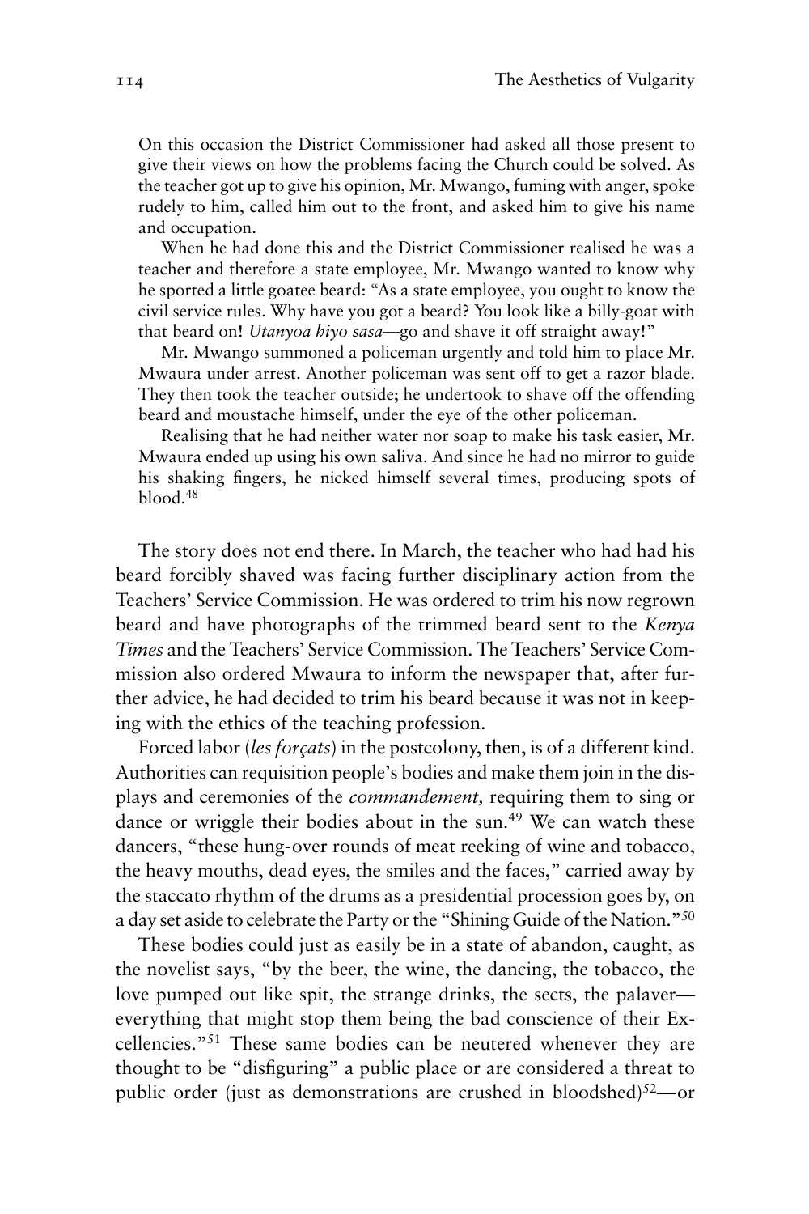> On this occasion the District Commissioner had asked all those present to give their views on how the problems facing the Church could be solved. As the teacher got up to give his opinion, Mr. Mwango, fuming with anger, spoke rudely to him, called him out to the front, and asked him to give his name and occupation.
>
> When he had done this and the District Commissioner realised he was a teacher and therefore a state employee, Mr. Mwango wanted to know why he sported a little goatee beard: "As a state employee, you ought to know the civil service rules. Why have you got a beard? You look like a billy-goat with that beard on! *Utanyoa hiyo sasa*—go and shave it off straight away!"
>
> Mr. Mwango summoned a policeman urgently and told him to place Mr. Mwaura under arrest. Another policeman was sent off to get a razor blade. They then took the teacher outside; he undertook to shave off the offending beard and moustache himself, under the eye of the other policeman.
>
> Realising that he had neither water nor soap to make his task easier, Mr. Mwaura ended up using his own saliva. And since he had no mirror to guide his shaking fingers, he nicked himself several times, producing spots of blood.[48]

The story does not end there. In March, the teacher who had had his beard forcibly shaved was facing further disciplinary action from the Teachers' Service Commission. He was ordered to trim his now regrown beard and have photographs of the trimmed beard sent to the *Kenya Times* and the Teachers' Service Commission. The Teachers' Service Commission also ordered Mwaura to inform the newspaper that, after further advice, he had decided to trim his beard because it was not in keeping with the ethics of the teaching profession.

Forced labor (*les forçats*) in the postcolony, then, is of a different kind. Authorities can requisition people's bodies and make them join in the displays and ceremonies of the *commandement,* requiring them to sing or dance or wriggle their bodies about in the sun.[49] We can watch these dancers, "these hung-over rounds of meat reeking of wine and tobacco, the heavy mouths, dead eyes, the smiles and the faces," carried away by the staccato rhythm of the drums as a presidential procession goes by, on a day set aside to celebrate the Party or the "Shining Guide of the Nation."[50]

These bodies could just as easily be in a state of abandon, caught, as the novelist says, "by the beer, the wine, the dancing, the tobacco, the love pumped out like spit, the strange drinks, the sects, the palaver—everything that might stop them being the bad conscience of their Excellencies."[51] These same bodies can be neutered whenever they are thought to be "disfiguring" a public place or are considered a threat to public order (just as demonstrations are crushed in bloodshed)[52]—or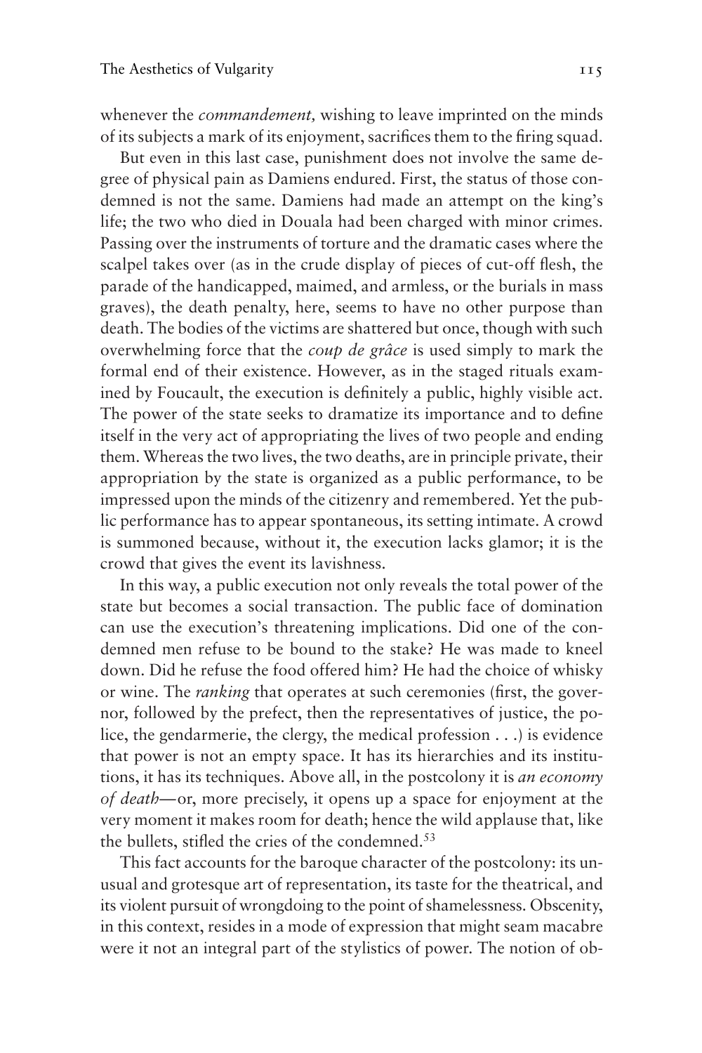whenever the *commandement,* wishing to leave imprinted on the minds of its subjects a mark of its enjoyment, sacrifices them to the firing squad.

But even in this last case, punishment does not involve the same degree of physical pain as Damiens endured. First, the status of those condemned is not the same. Damiens had made an attempt on the king's life; the two who died in Douala had been charged with minor crimes. Passing over the instruments of torture and the dramatic cases where the scalpel takes over (as in the crude display of pieces of cut-off flesh, the parade of the handicapped, maimed, and armless, or the burials in mass graves), the death penalty, here, seems to have no other purpose than death. The bodies of the victims are shattered but once, though with such overwhelming force that the *coup de grâce* is used simply to mark the formal end of their existence. However, as in the staged rituals examined by Foucault, the execution is definitely a public, highly visible act. The power of the state seeks to dramatize its importance and to define itself in the very act of appropriating the lives of two people and ending them. Whereas the two lives, the two deaths, are in principle private, their appropriation by the state is organized as a public performance, to be impressed upon the minds of the citizenry and remembered. Yet the public performance has to appear spontaneous, its setting intimate. A crowd is summoned because, without it, the execution lacks glamor; it is the crowd that gives the event its lavishness.

In this way, a public execution not only reveals the total power of the state but becomes a social transaction. The public face of domination can use the execution's threatening implications. Did one of the condemned men refuse to be bound to the stake? He was made to kneel down. Did he refuse the food offered him? He had the choice of whisky or wine. The *ranking* that operates at such ceremonies (first, the governor, followed by the prefect, then the representatives of justice, the police, the gendarmerie, the clergy, the medical profession . . .) is evidence that power is not an empty space. It has its hierarchies and its institutions, it has its techniques. Above all, in the postcolony it is *an economy of death*—or, more precisely, it opens up a space for enjoyment at the very moment it makes room for death; hence the wild applause that, like the bullets, stifled the cries of the condemned.[53]

This fact accounts for the baroque character of the postcolony: its unusual and grotesque art of representation, its taste for the theatrical, and its violent pursuit of wrongdoing to the point of shamelessness. Obscenity, in this context, resides in a mode of expression that might seam macabre were it not an integral part of the stylistics of power. The notion of ob-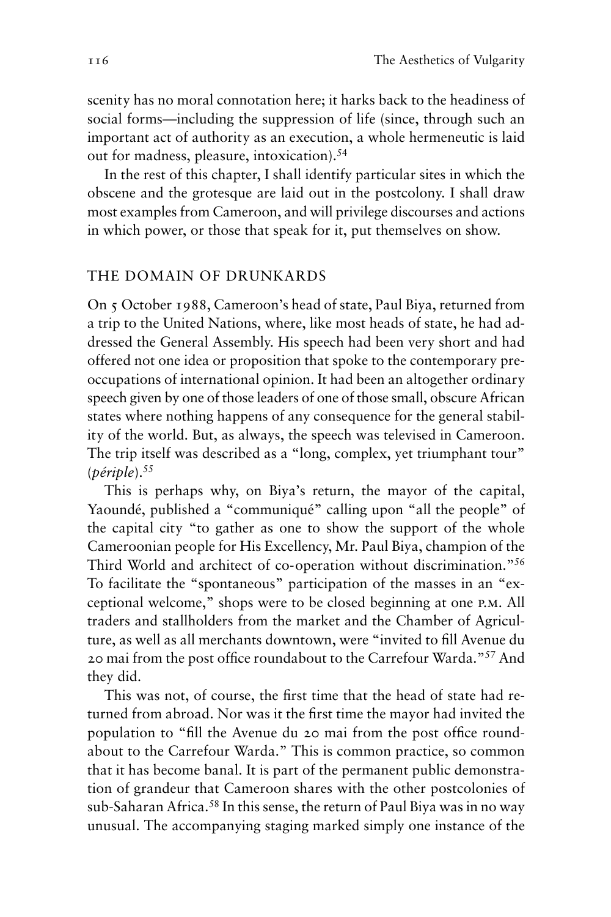scenity has no moral connotation here; it harks back to the headiness of social forms—including the suppression of life (since, through such an important act of authority as an execution, a whole hermeneutic is laid out for madness, pleasure, intoxication).[54]

In the rest of this chapter, I shall identify particular sites in which the obscene and the grotesque are laid out in the postcolony. I shall draw most examples from Cameroon, and will privilege discourses and actions in which power, or those that speak for it, put themselves on show.

## THE DOMAIN OF DRUNKARDS

On 5 October 1988, Cameroon's head of state, Paul Biya, returned from a trip to the United Nations, where, like most heads of state, he had addressed the General Assembly. His speech had been very short and had offered not one idea or proposition that spoke to the contemporary preoccupations of international opinion. It had been an altogether ordinary speech given by one of those leaders of one of those small, obscure African states where nothing happens of any consequence for the general stability of the world. But, as always, the speech was televised in Cameroon. The trip itself was described as a "long, complex, yet triumphant tour" (*périple*).[55]

This is perhaps why, on Biya's return, the mayor of the capital, Yaoundé, published a "communiqué" calling upon "all the people" of the capital city "to gather as one to show the support of the whole Cameroonian people for His Excellency, Mr. Paul Biya, champion of the Third World and architect of co-operation without discrimination."[56] To facilitate the "spontaneous" participation of the masses in an "exceptional welcome," shops were to be closed beginning at one P.M. All traders and stallholders from the market and the Chamber of Agriculture, as well as all merchants downtown, were "invited to fill Avenue du 20 mai from the post office roundabout to the Carrefour Warda."[57] And they did.

This was not, of course, the first time that the head of state had returned from abroad. Nor was it the first time the mayor had invited the population to "fill the Avenue du 20 mai from the post office roundabout to the Carrefour Warda." This is common practice, so common that it has become banal. It is part of the permanent public demonstration of grandeur that Cameroon shares with the other postcolonies of sub-Saharan Africa.[58] In this sense, the return of Paul Biya was in no way unusual. The accompanying staging marked simply one instance of the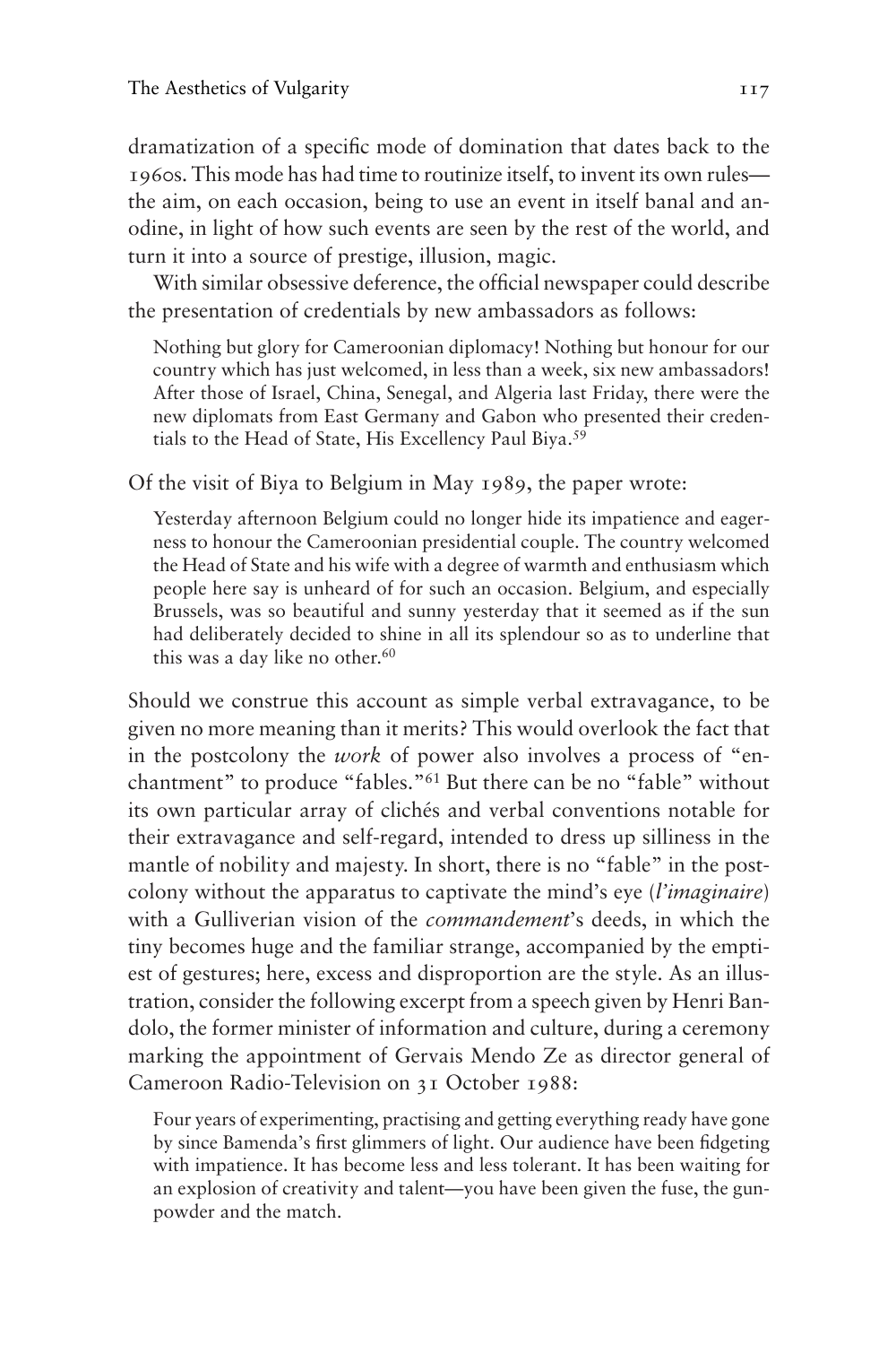dramatization of a specific mode of domination that dates back to the 1960s. This mode has had time to routinize itself, to invent its own rules—the aim, on each occasion, being to use an event in itself banal and anodine, in light of how such events are seen by the rest of the world, and turn it into a source of prestige, illusion, magic.

With similar obsessive deference, the official newspaper could describe the presentation of credentials by new ambassadors as follows:

> Nothing but glory for Cameroonian diplomacy! Nothing but honour for our country which has just welcomed, in less than a week, six new ambassadors! After those of Israel, China, Senegal, and Algeria last Friday, there were the new diplomats from East Germany and Gabon who presented their credentials to the Head of State, His Excellency Paul Biya.[59]

Of the visit of Biya to Belgium in May 1989, the paper wrote:

> Yesterday afternoon Belgium could no longer hide its impatience and eagerness to honour the Cameroonian presidential couple. The country welcomed the Head of State and his wife with a degree of warmth and enthusiasm which people here say is unheard of for such an occasion. Belgium, and especially Brussels, was so beautiful and sunny yesterday that it seemed as if the sun had deliberately decided to shine in all its splendour so as to underline that this was a day like no other.[60]

Should we construe this account as simple verbal extravagance, to be given no more meaning than it merits? This would overlook the fact that in the postcolony the *work* of power also involves a process of "enchantment" to produce "fables."[61] But there can be no "fable" without its own particular array of clichés and verbal conventions notable for their extravagance and self-regard, intended to dress up silliness in the mantle of nobility and majesty. In short, there is no "fable" in the postcolony without the apparatus to captivate the mind's eye (*l'imaginaire*) with a Gulliverian vision of the *commandement*'s deeds, in which the tiny becomes huge and the familiar strange, accompanied by the emptiest of gestures; here, excess and disproportion are the style. As an illustration, consider the following excerpt from a speech given by Henri Bandolo, the former minister of information and culture, during a ceremony marking the appointment of Gervais Mendo Ze as director general of Cameroon Radio-Television on 31 October 1988:

> Four years of experimenting, practising and getting everything ready have gone by since Bamenda's first glimmers of light. Our audience have been fidgeting with impatience. It has become less and less tolerant. It has been waiting for an explosion of creativity and talent—you have been given the fuse, the gunpowder and the match.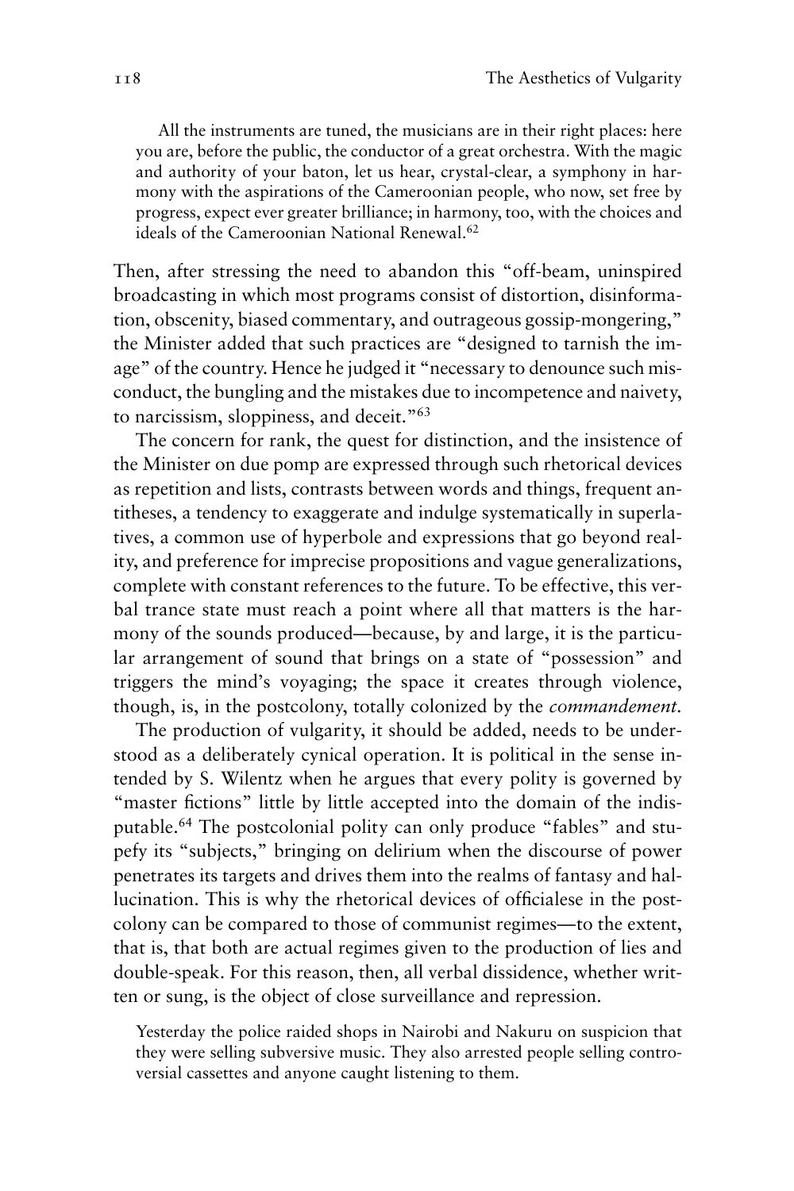> All the instruments are tuned, the musicians are in their right places: here you are, before the public, the conductor of a great orchestra. With the magic and authority of your baton, let us hear, crystal-clear, a symphony in harmony with the aspirations of the Cameroonian people, who now, set free by progress, expect ever greater brilliance; in harmony, too, with the choices and ideals of the Cameroonian National Renewal.[62]

Then, after stressing the need to abandon this "off-beam, uninspired broadcasting in which most programs consist of distortion, disinformation, obscenity, biased commentary, and outrageous gossip-mongering," the Minister added that such practices are "designed to tarnish the image" of the country. Hence he judged it "necessary to denounce such misconduct, the bungling and the mistakes due to incompetence and naivety, to narcissism, sloppiness, and deceit."[63]

The concern for rank, the quest for distinction, and the insistence of the Minister on due pomp are expressed through such rhetorical devices as repetition and lists, contrasts between words and things, frequent antitheses, a tendency to exaggerate and indulge systematically in superlatives, a common use of hyperbole and expressions that go beyond reality, and preference for imprecise propositions and vague generalizations, complete with constant references to the future. To be effective, this verbal trance state must reach a point where all that matters is the harmony of the sounds produced—because, by and large, it is the particular arrangement of sound that brings on a state of "possession" and triggers the mind's voyaging; the space it creates through violence, though, is, in the postcolony, totally colonized by the *commandement*.

The production of vulgarity, it should be added, needs to be understood as a deliberately cynical operation. It is political in the sense intended by S. Wilentz when he argues that every polity is governed by "master fictions" little by little accepted into the domain of the indisputable.[64] The postcolonial polity can only produce "fables" and stupefy its "subjects," bringing on delirium when the discourse of power penetrates its targets and drives them into the realms of fantasy and hallucination. This is why the rhetorical devices of officialese in the postcolony can be compared to those of communist regimes—to the extent, that is, that both are actual regimes given to the production of lies and double-speak. For this reason, then, all verbal dissidence, whether written or sung, is the object of close surveillance and repression.

> Yesterday the police raided shops in Nairobi and Nakuru on suspicion that they were selling subversive music. They also arrested people selling controversial cassettes and anyone caught listening to them.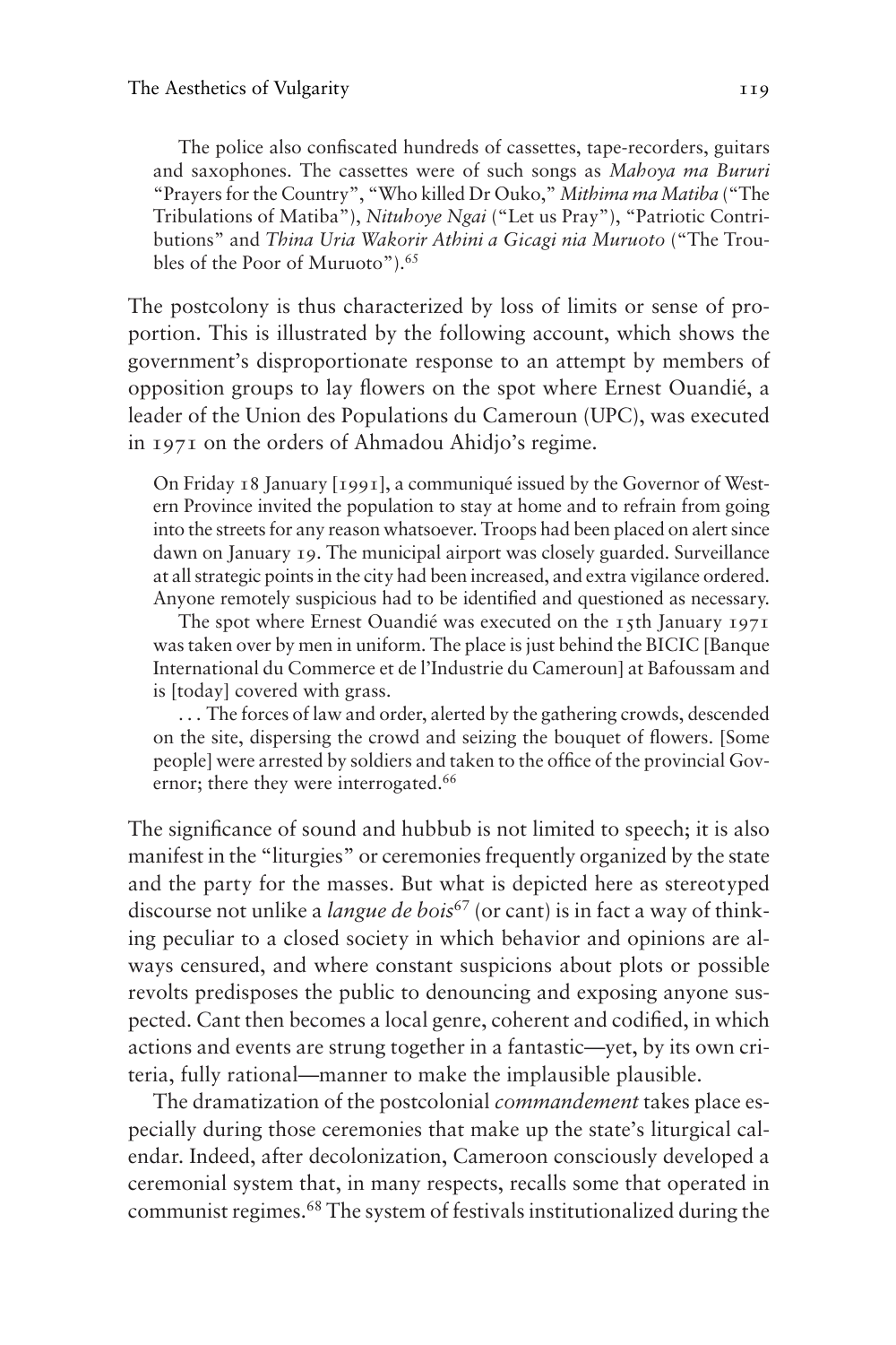The police also confiscated hundreds of cassettes, tape-recorders, guitars and saxophones. The cassettes were of such songs as *Mahoya ma Bururi* "Prayers for the Country", "Who killed Dr Ouko," *Mithima ma Matiba* ("The Tribulations of Matiba"), *Nituhoye Ngai* ("Let us Pray"), "Patriotic Contributions" and *Thina Uria Wakorir Athini a Gicagi nia Muruoto* ("The Troubles of the Poor of Muruoto").[65]

The postcolony is thus characterized by loss of limits or sense of proportion. This is illustrated by the following account, which shows the government's disproportionate response to an attempt by members of opposition groups to lay flowers on the spot where Ernest Ouandié, a leader of the Union des Populations du Cameroun (UPC), was executed in 1971 on the orders of Ahmadou Ahidjo's regime.

> On Friday 18 January [1991], a communiqué issued by the Governor of Western Province invited the population to stay at home and to refrain from going into the streets for any reason whatsoever. Troops had been placed on alert since dawn on January 19. The municipal airport was closely guarded. Surveillance at all strategic points in the city had been increased, and extra vigilance ordered. Anyone remotely suspicious had to be identified and questioned as necessary.
>
> The spot where Ernest Ouandié was executed on the 15th January 1971 was taken over by men in uniform. The place is just behind the BICIC [Banque International du Commerce et de l'Industrie du Cameroun] at Bafoussam and is [today] covered with grass.
>
> . . . The forces of law and order, alerted by the gathering crowds, descended on the site, dispersing the crowd and seizing the bouquet of flowers. [Some people] were arrested by soldiers and taken to the office of the provincial Governor; there they were interrogated.[66]

The significance of sound and hubbub is not limited to speech; it is also manifest in the "liturgies" or ceremonies frequently organized by the state and the party for the masses. But what is depicted here as stereotyped discourse not unlike a *langue de bois*[67] (or cant) is in fact a way of thinking peculiar to a closed society in which behavior and opinions are always censured, and where constant suspicions about plots or possible revolts predisposes the public to denouncing and exposing anyone suspected. Cant then becomes a local genre, coherent and codified, in which actions and events are strung together in a fantastic—yet, by its own criteria, fully rational—manner to make the implausible plausible.

The dramatization of the postcolonial *commandement* takes place especially during those ceremonies that make up the state's liturgical calendar. Indeed, after decolonization, Cameroon consciously developed a ceremonial system that, in many respects, recalls some that operated in communist regimes.[68] The system of festivals institutionalized during the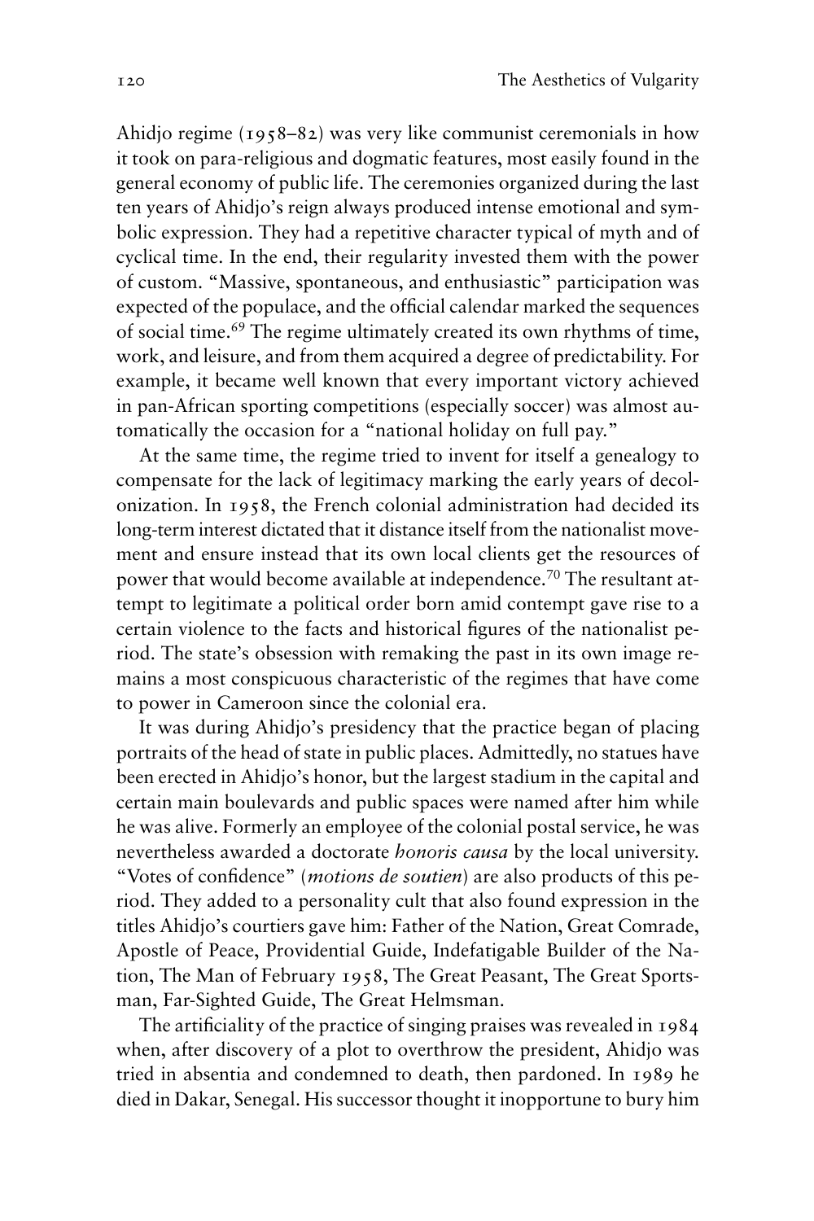Ahidjo regime (1958–82) was very like communist ceremonials in how it took on para-religious and dogmatic features, most easily found in the general economy of public life. The ceremonies organized during the last ten years of Ahidjo's reign always produced intense emotional and symbolic expression. They had a repetitive character typical of myth and of cyclical time. In the end, their regularity invested them with the power of custom. "Massive, spontaneous, and enthusiastic" participation was expected of the populace, and the official calendar marked the sequences of social time.[69] The regime ultimately created its own rhythms of time, work, and leisure, and from them acquired a degree of predictability. For example, it became well known that every important victory achieved in pan-African sporting competitions (especially soccer) was almost automatically the occasion for a "national holiday on full pay."

At the same time, the regime tried to invent for itself a genealogy to compensate for the lack of legitimacy marking the early years of decolonization. In 1958, the French colonial administration had decided its long-term interest dictated that it distance itself from the nationalist movement and ensure instead that its own local clients get the resources of power that would become available at independence.[70] The resultant attempt to legitimate a political order born amid contempt gave rise to a certain violence to the facts and historical figures of the nationalist period. The state's obsession with remaking the past in its own image remains a most conspicuous characteristic of the regimes that have come to power in Cameroon since the colonial era.

It was during Ahidjo's presidency that the practice began of placing portraits of the head of state in public places. Admittedly, no statues have been erected in Ahidjo's honor, but the largest stadium in the capital and certain main boulevards and public spaces were named after him while he was alive. Formerly an employee of the colonial postal service, he was nevertheless awarded a doctorate *honoris causa* by the local university. "Votes of confidence" (*motions de soutien*) are also products of this period. They added to a personality cult that also found expression in the titles Ahidjo's courtiers gave him: Father of the Nation, Great Comrade, Apostle of Peace, Providential Guide, Indefatigable Builder of the Nation, The Man of February 1958, The Great Peasant, The Great Sportsman, Far-Sighted Guide, The Great Helmsman.

The artificiality of the practice of singing praises was revealed in 1984 when, after discovery of a plot to overthrow the president, Ahidjo was tried in absentia and condemned to death, then pardoned. In 1989 he died in Dakar, Senegal. His successor thought it inopportune to bury him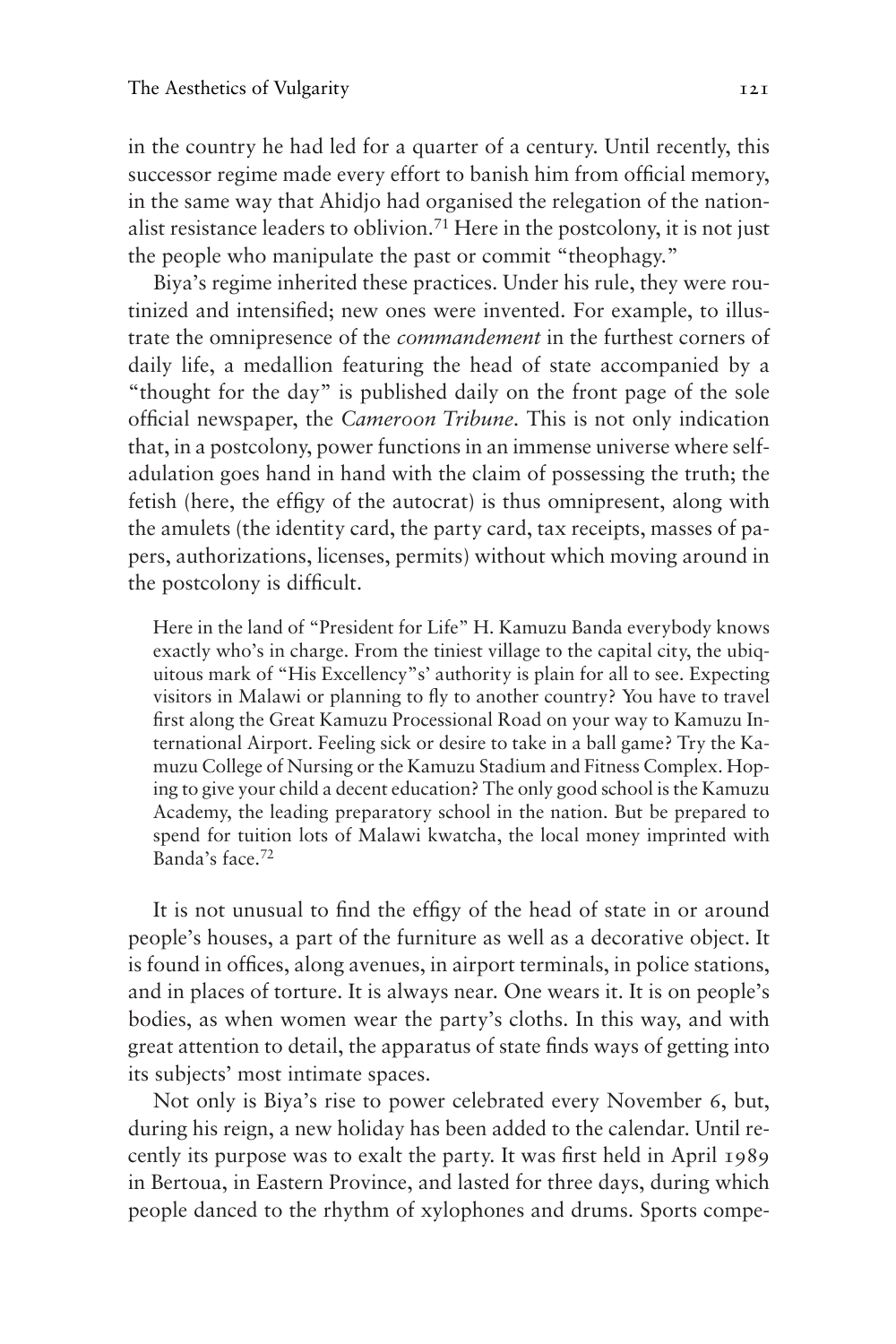in the country he had led for a quarter of a century. Until recently, this successor regime made every effort to banish him from official memory, in the same way that Ahidjo had organised the relegation of the nationalist resistance leaders to oblivion.[71] Here in the postcolony, it is not just the people who manipulate the past or commit "theophagy."

Biya's regime inherited these practices. Under his rule, they were routinized and intensified; new ones were invented. For example, to illustrate the omnipresence of the *commandement* in the furthest corners of daily life, a medallion featuring the head of state accompanied by a "thought for the day" is published daily on the front page of the sole official newspaper, the *Cameroon Tribune*. This is not only indication that, in a postcolony, power functions in an immense universe where self-adulation goes hand in hand with the claim of possessing the truth; the fetish (here, the effigy of the autocrat) is thus omnipresent, along with the amulets (the identity card, the party card, tax receipts, masses of papers, authorizations, licenses, permits) without which moving around in the postcolony is difficult.

> Here in the land of "President for Life" H. Kamuzu Banda everybody knows exactly who's in charge. From the tiniest village to the capital city, the ubiquitous mark of "His Excellency"s' authority is plain for all to see. Expecting visitors in Malawi or planning to fly to another country? You have to travel first along the Great Kamuzu Processional Road on your way to Kamuzu International Airport. Feeling sick or desire to take in a ball game? Try the Kamuzu College of Nursing or the Kamuzu Stadium and Fitness Complex. Hoping to give your child a decent education? The only good school is the Kamuzu Academy, the leading preparatory school in the nation. But be prepared to spend for tuition lots of Malawi kwatcha, the local money imprinted with Banda's face.[72]

It is not unusual to find the effigy of the head of state in or around people's houses, a part of the furniture as well as a decorative object. It is found in offices, along avenues, in airport terminals, in police stations, and in places of torture. It is always near. One wears it. It is on people's bodies, as when women wear the party's cloths. In this way, and with great attention to detail, the apparatus of state finds ways of getting into its subjects' most intimate spaces.

Not only is Biya's rise to power celebrated every November 6, but, during his reign, a new holiday has been added to the calendar. Until recently its purpose was to exalt the party. It was first held in April 1989 in Bertoua, in Eastern Province, and lasted for three days, during which people danced to the rhythm of xylophones and drums. Sports compe-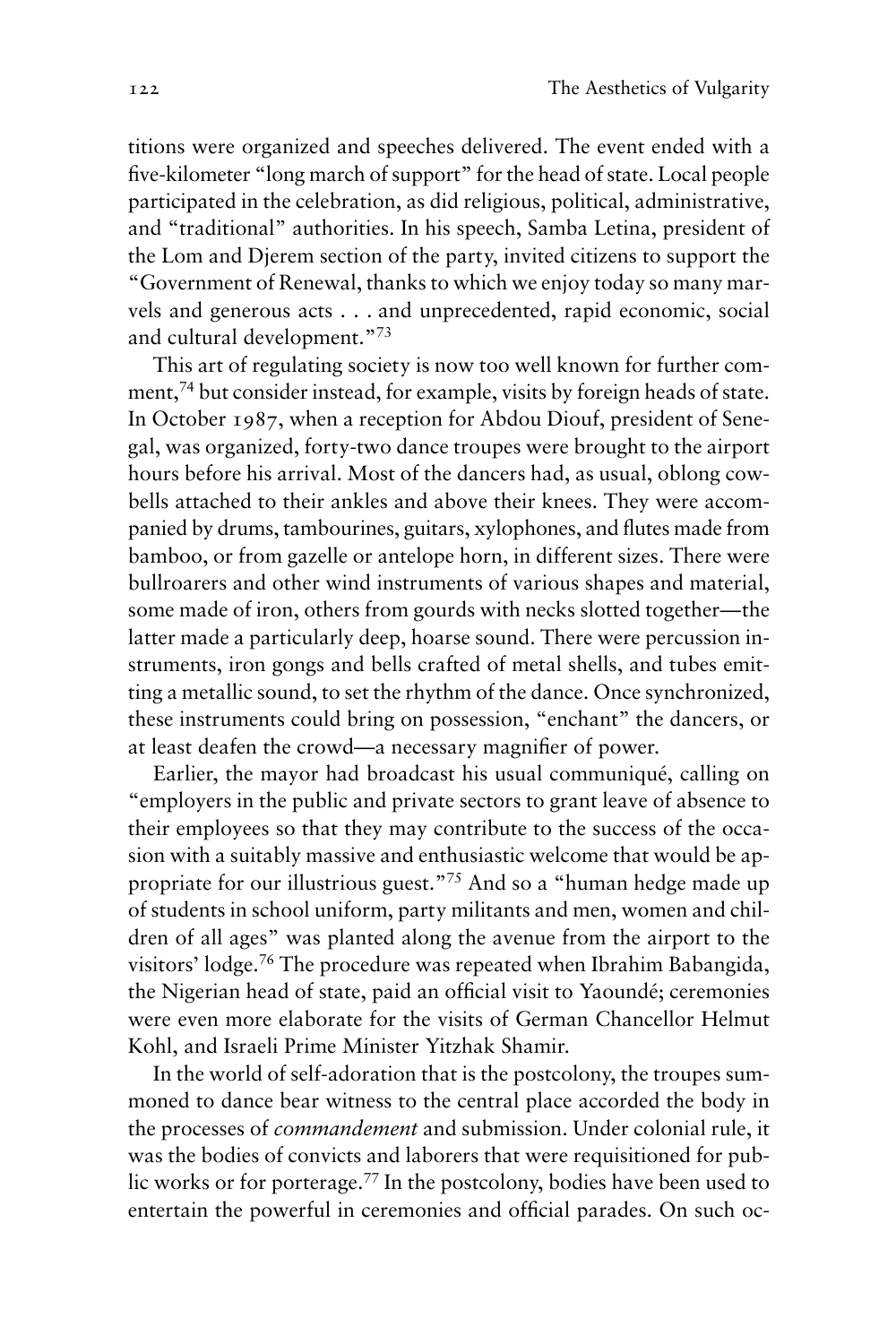titions were organized and speeches delivered. The event ended with a five-kilometer "long march of support" for the head of state. Local people participated in the celebration, as did religious, political, administrative, and "traditional" authorities. In his speech, Samba Letina, president of the Lom and Djerem section of the party, invited citizens to support the "Government of Renewal, thanks to which we enjoy today so many marvels and generous acts . . . and unprecedented, rapid economic, social and cultural development."[73]

This art of regulating society is now too well known for further comment,[74] but consider instead, for example, visits by foreign heads of state. In October 1987, when a reception for Abdou Diouf, president of Senegal, was organized, forty-two dance troupes were brought to the airport hours before his arrival. Most of the dancers had, as usual, oblong cowbells attached to their ankles and above their knees. They were accompanied by drums, tambourines, guitars, xylophones, and flutes made from bamboo, or from gazelle or antelope horn, in different sizes. There were bullroarers and other wind instruments of various shapes and material, some made of iron, others from gourds with necks slotted together—the latter made a particularly deep, hoarse sound. There were percussion instruments, iron gongs and bells crafted of metal shells, and tubes emitting a metallic sound, to set the rhythm of the dance. Once synchronized, these instruments could bring on possession, "enchant" the dancers, or at least deafen the crowd—a necessary magnifier of power.

Earlier, the mayor had broadcast his usual communiqué, calling on "employers in the public and private sectors to grant leave of absence to their employees so that they may contribute to the success of the occasion with a suitably massive and enthusiastic welcome that would be appropriate for our illustrious guest."[75] And so a "human hedge made up of students in school uniform, party militants and men, women and children of all ages" was planted along the avenue from the airport to the visitors' lodge.[76] The procedure was repeated when Ibrahim Babangida, the Nigerian head of state, paid an official visit to Yaoundé; ceremonies were even more elaborate for the visits of German Chancellor Helmut Kohl, and Israeli Prime Minister Yitzhak Shamir.

In the world of self-adoration that is the postcolony, the troupes summoned to dance bear witness to the central place accorded the body in the processes of *commandement* and submission. Under colonial rule, it was the bodies of convicts and laborers that were requisitioned for public works or for porterage.[77] In the postcolony, bodies have been used to entertain the powerful in ceremonies and official parades. On such oc-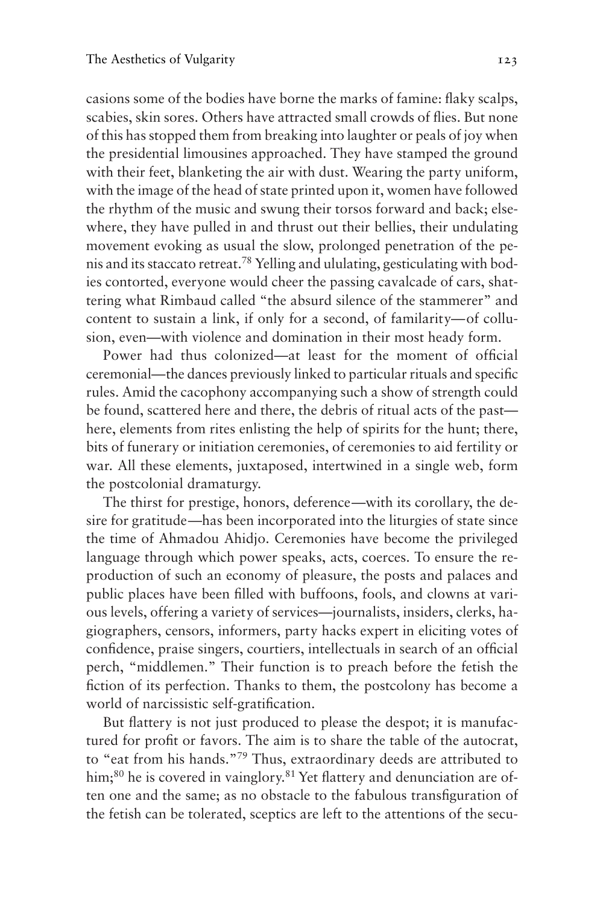casions some of the bodies have borne the marks of famine: flaky scalps, scabies, skin sores. Others have attracted small crowds of flies. But none of this has stopped them from breaking into laughter or peals of joy when the presidential limousines approached. They have stamped the ground with their feet, blanketing the air with dust. Wearing the party uniform, with the image of the head of state printed upon it, women have followed the rhythm of the music and swung their torsos forward and back; elsewhere, they have pulled in and thrust out their bellies, their undulating movement evoking as usual the slow, prolonged penetration of the penis and its staccato retreat.[78] Yelling and ululating, gesticulating with bodies contorted, everyone would cheer the passing cavalcade of cars, shattering what Rimbaud called "the absurd silence of the stammerer" and content to sustain a link, if only for a second, of familarity—of collusion, even—with violence and domination in their most heady form.

Power had thus colonized—at least for the moment of official ceremonial—the dances previously linked to particular rituals and specific rules. Amid the cacophony accompanying such a show of strength could be found, scattered here and there, the debris of ritual acts of the past—here, elements from rites enlisting the help of spirits for the hunt; there, bits of funerary or initiation ceremonies, of ceremonies to aid fertility or war. All these elements, juxtaposed, intertwined in a single web, form the postcolonial dramaturgy.

The thirst for prestige, honors, deference—with its corollary, the desire for gratitude—has been incorporated into the liturgies of state since the time of Ahmadou Ahidjo. Ceremonies have become the privileged language through which power speaks, acts, coerces. To ensure the reproduction of such an economy of pleasure, the posts and palaces and public places have been filled with buffoons, fools, and clowns at various levels, offering a variety of services—journalists, insiders, clerks, hagiographers, censors, informers, party hacks expert in eliciting votes of confidence, praise singers, courtiers, intellectuals in search of an official perch, "middlemen." Their function is to preach before the fetish the fiction of its perfection. Thanks to them, the postcolony has become a world of narcissistic self-gratification.

But flattery is not just produced to please the despot; it is manufactured for profit or favors. The aim is to share the table of the autocrat, to "eat from his hands."[79] Thus, extraordinary deeds are attributed to him;[80] he is covered in vainglory.[81] Yet flattery and denunciation are often one and the same; as no obstacle to the fabulous transfiguration of the fetish can be tolerated, sceptics are left to the attentions of the secu-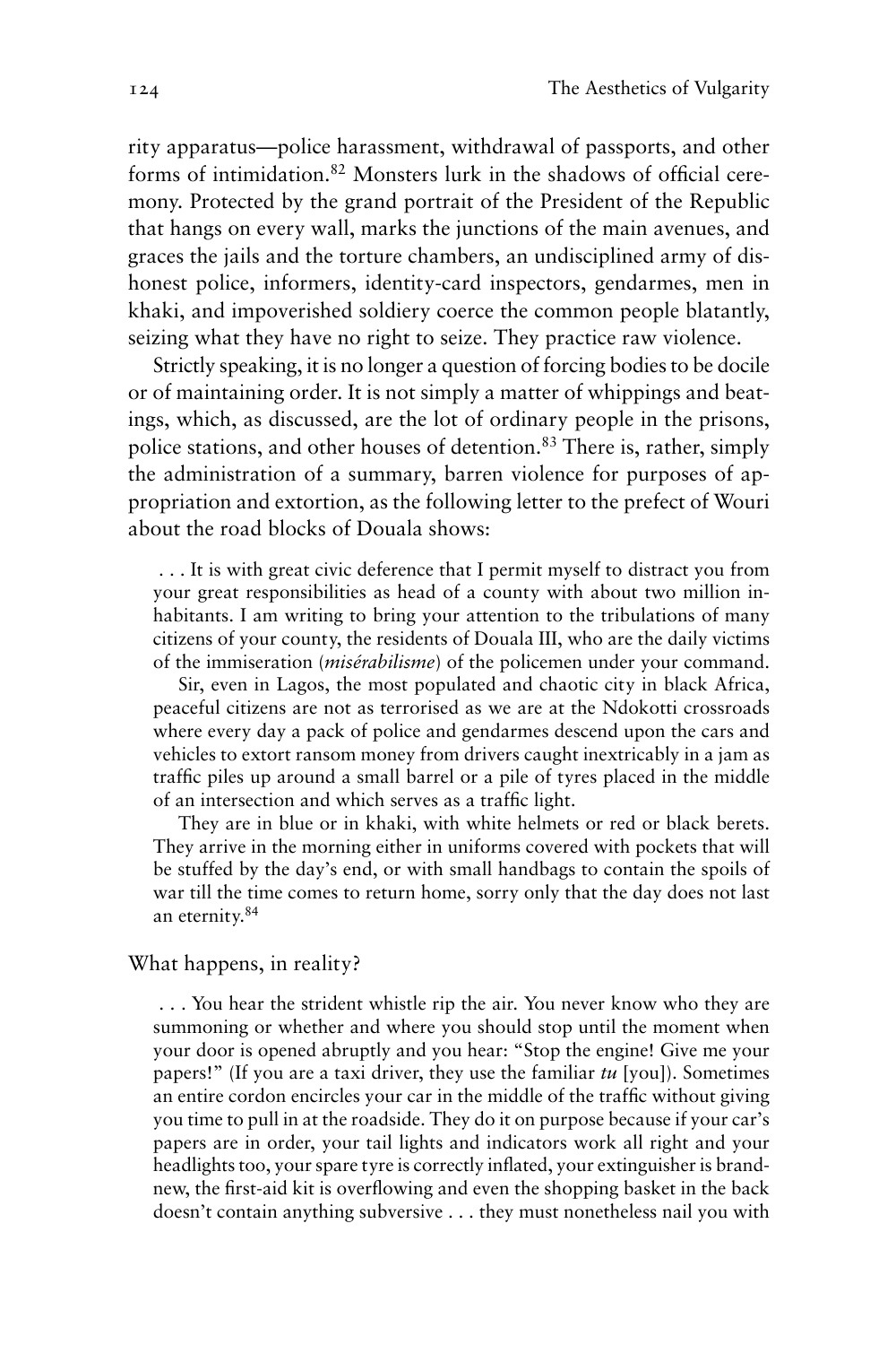rity apparatus—police harassment, withdrawal of passports, and other forms of intimidation.[82] Monsters lurk in the shadows of official ceremony. Protected by the grand portrait of the President of the Republic that hangs on every wall, marks the junctions of the main avenues, and graces the jails and the torture chambers, an undisciplined army of dishonest police, informers, identity-card inspectors, gendarmes, men in khaki, and impoverished soldiery coerce the common people blatantly, seizing what they have no right to seize. They practice raw violence.

Strictly speaking, it is no longer a question of forcing bodies to be docile or of maintaining order. It is not simply a matter of whippings and beatings, which, as discussed, are the lot of ordinary people in the prisons, police stations, and other houses of detention.[83] There is, rather, simply the administration of a summary, barren violence for purposes of appropriation and extortion, as the following letter to the prefect of Wouri about the road blocks of Douala shows:

> . . . It is with great civic deference that I permit myself to distract you from your great responsibilities as head of a county with about two million inhabitants. I am writing to bring your attention to the tribulations of many citizens of your county, the residents of Douala III, who are the daily victims of the immiseration (*misérabilisme*) of the policemen under your command.
>
> Sir, even in Lagos, the most populated and chaotic city in black Africa, peaceful citizens are not as terrorised as we are at the Ndokotti crossroads where every day a pack of police and gendarmes descend upon the cars and vehicles to extort ransom money from drivers caught inextricably in a jam as traffic piles up around a small barrel or a pile of tyres placed in the middle of an intersection and which serves as a traffic light.
>
> They are in blue or in khaki, with white helmets or red or black berets. They arrive in the morning either in uniforms covered with pockets that will be stuffed by the day's end, or with small handbags to contain the spoils of war till the time comes to return home, sorry only that the day does not last an eternity.[84]

What happens, in reality?

> . . . You hear the strident whistle rip the air. You never know who they are summoning or whether and where you should stop until the moment when your door is opened abruptly and you hear: "Stop the engine! Give me your papers!" (If you are a taxi driver, they use the familiar *tu* [you]). Sometimes an entire cordon encircles your car in the middle of the traffic without giving you time to pull in at the roadside. They do it on purpose because if your car's papers are in order, your tail lights and indicators work all right and your headlights too, your spare tyre is correctly inflated, your extinguisher is brand-new, the first-aid kit is overflowing and even the shopping basket in the back doesn't contain anything subversive . . . they must nonetheless nail you with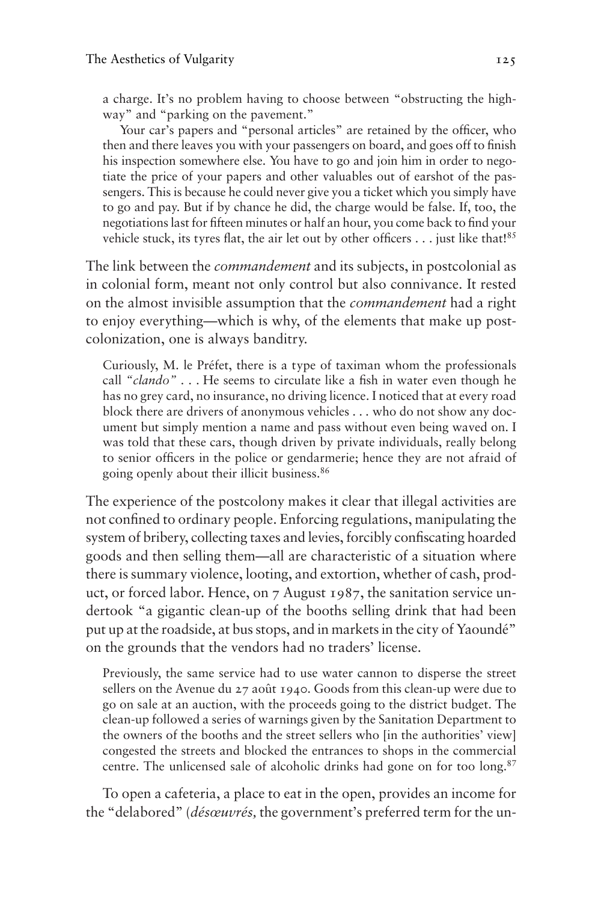a charge. It's no problem having to choose between "obstructing the highway" and "parking on the pavement."

> Your car's papers and "personal articles" are retained by the officer, who then and there leaves you with your passengers on board, and goes off to finish his inspection somewhere else. You have to go and join him in order to negotiate the price of your papers and other valuables out of earshot of the passengers. This is because he could never give you a ticket which you simply have to go and pay. But if by chance he did, the charge would be false. If, too, the negotiations last for fifteen minutes or half an hour, you come back to find your vehicle stuck, its tyres flat, the air let out by other officers . . . just like that![85]

The link between the *commandement* and its subjects, in postcolonial as in colonial form, meant not only control but also connivance. It rested on the almost invisible assumption that the *commandement* had a right to enjoy everything—which is why, of the elements that make up postcolonization, one is always banditry.

> Curiously, M. le Préfet, there is a type of taximan whom the professionals call *"clando"* . . . He seems to circulate like a fish in water even though he has no grey card, no insurance, no driving licence. I noticed that at every road block there are drivers of anonymous vehicles . . . who do not show any document but simply mention a name and pass without even being waved on. I was told that these cars, though driven by private individuals, really belong to senior officers in the police or gendarmerie; hence they are not afraid of going openly about their illicit business.[86]

The experience of the postcolony makes it clear that illegal activities are not confined to ordinary people. Enforcing regulations, manipulating the system of bribery, collecting taxes and levies, forcibly confiscating hoarded goods and then selling them—all are characteristic of a situation where there is summary violence, looting, and extortion, whether of cash, product, or forced labor. Hence, on 7 August 1987, the sanitation service undertook "a gigantic clean-up of the booths selling drink that had been put up at the roadside, at bus stops, and in markets in the city of Yaoundé" on the grounds that the vendors had no traders' license.

> Previously, the same service had to use water cannon to disperse the street sellers on the Avenue du 27 août 1940. Goods from this clean-up were due to go on sale at an auction, with the proceeds going to the district budget. The clean-up followed a series of warnings given by the Sanitation Department to the owners of the booths and the street sellers who [in the authorities' view] congested the streets and blocked the entrances to shops in the commercial centre. The unlicensed sale of alcoholic drinks had gone on for too long.[87]

To open a cafeteria, a place to eat in the open, provides an income for the "delabored" (*désœuvrés,* the government's preferred term for the un-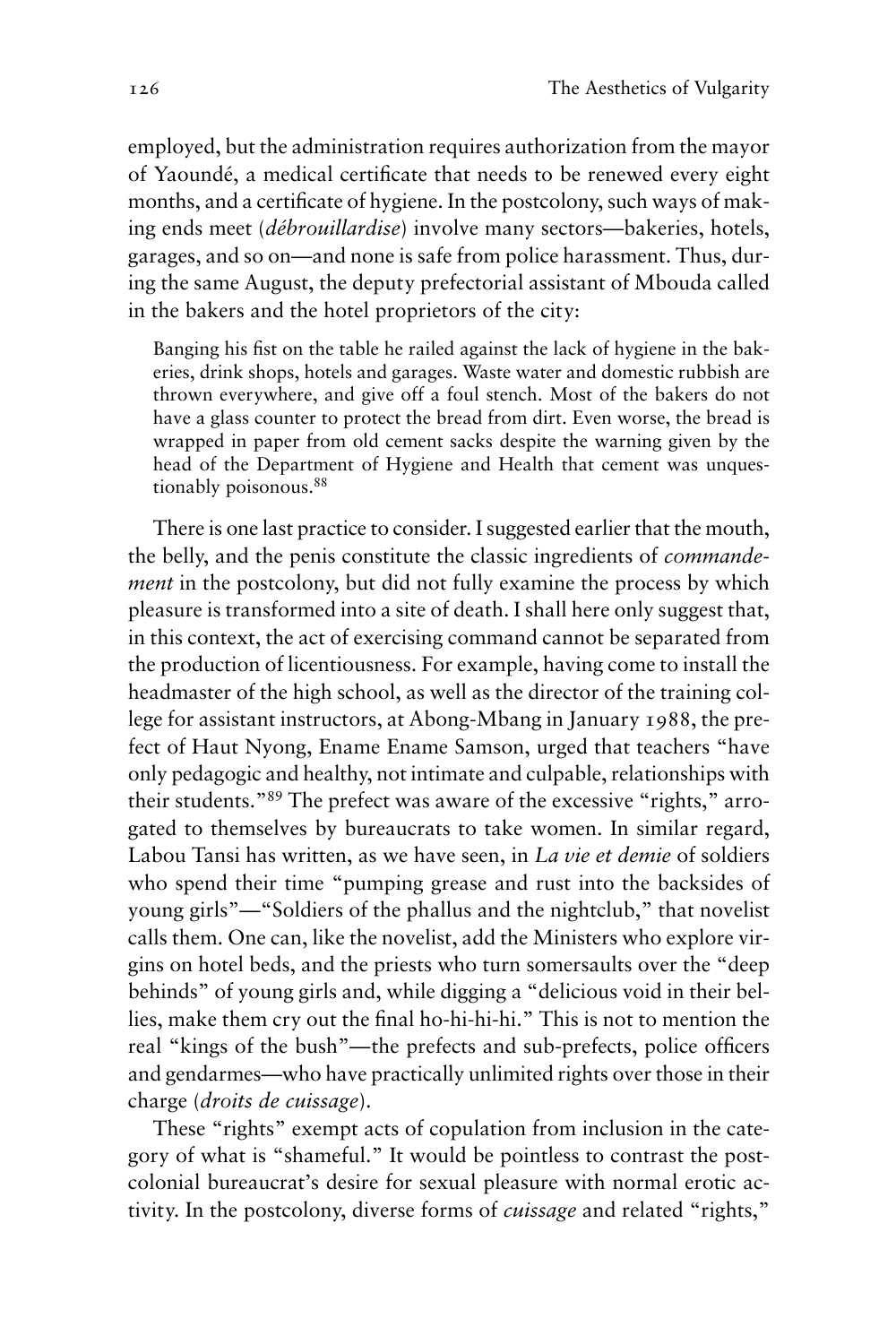employed, but the administration requires authorization from the mayor of Yaoundé, a medical certificate that needs to be renewed every eight months, and a certificate of hygiene. In the postcolony, such ways of making ends meet (*débrouillardise*) involve many sectors—bakeries, hotels, garages, and so on—and none is safe from police harassment. Thus, during the same August, the deputy prefectorial assistant of Mbouda called in the bakers and the hotel proprietors of the city:

> Banging his fist on the table he railed against the lack of hygiene in the bakeries, drink shops, hotels and garages. Waste water and domestic rubbish are thrown everywhere, and give off a foul stench. Most of the bakers do not have a glass counter to protect the bread from dirt. Even worse, the bread is wrapped in paper from old cement sacks despite the warning given by the head of the Department of Hygiene and Health that cement was unquestionably poisonous.[88]

There is one last practice to consider. I suggested earlier that the mouth, the belly, and the penis constitute the classic ingredients of *commandement* in the postcolony, but did not fully examine the process by which pleasure is transformed into a site of death. I shall here only suggest that, in this context, the act of exercising command cannot be separated from the production of licentiousness. For example, having come to install the headmaster of the high school, as well as the director of the training college for assistant instructors, at Abong-Mbang in January 1988, the prefect of Haut Nyong, Ename Ename Samson, urged that teachers "have only pedagogic and healthy, not intimate and culpable, relationships with their students."[89] The prefect was aware of the excessive "rights," arrogated to themselves by bureaucrats to take women. In similar regard, Labou Tansi has written, as we have seen, in *La vie et demie* of soldiers who spend their time "pumping grease and rust into the backsides of young girls"—"Soldiers of the phallus and the nightclub," that novelist calls them. One can, like the novelist, add the Ministers who explore virgins on hotel beds, and the priests who turn somersaults over the "deep behinds" of young girls and, while digging a "delicious void in their bellies, make them cry out the final ho-hi-hi-hi." This is not to mention the real "kings of the bush"—the prefects and sub-prefects, police officers and gendarmes—who have practically unlimited rights over those in their charge (*droits de cuissage*).

These "rights" exempt acts of copulation from inclusion in the category of what is "shameful." It would be pointless to contrast the postcolonial bureaucrat's desire for sexual pleasure with normal erotic activity. In the postcolony, diverse forms of *cuissage* and related "rights,"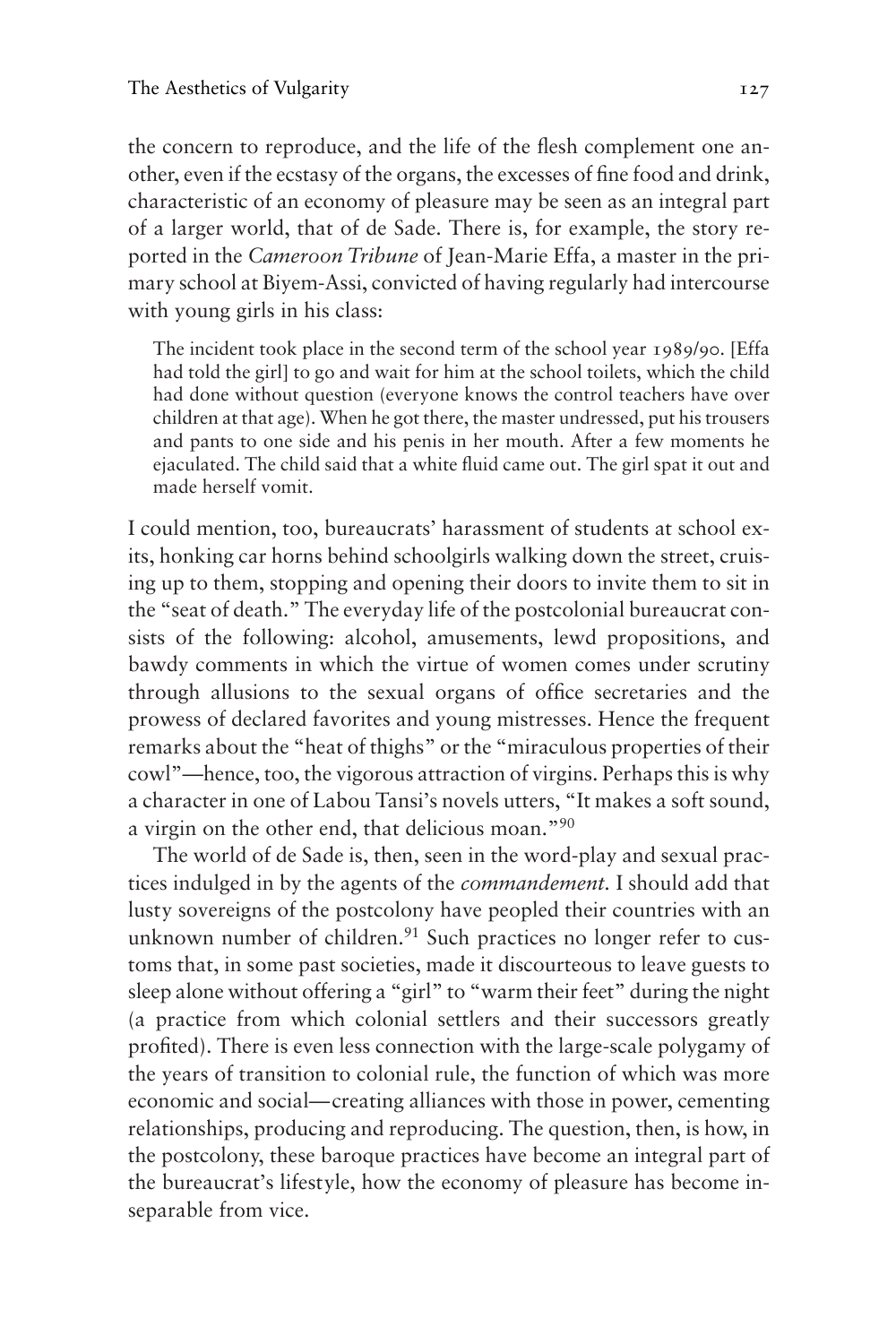the concern to reproduce, and the life of the flesh complement one another, even if the ecstasy of the organs, the excesses of fine food and drink, characteristic of an economy of pleasure may be seen as an integral part of a larger world, that of de Sade. There is, for example, the story reported in the *Cameroon Tribune* of Jean-Marie Effa, a master in the primary school at Biyem-Assi, convicted of having regularly had intercourse with young girls in his class:

> The incident took place in the second term of the school year 1989/90. [Effa had told the girl] to go and wait for him at the school toilets, which the child had done without question (everyone knows the control teachers have over children at that age). When he got there, the master undressed, put his trousers and pants to one side and his penis in her mouth. After a few moments he ejaculated. The child said that a white fluid came out. The girl spat it out and made herself vomit.

I could mention, too, bureaucrats' harassment of students at school exits, honking car horns behind schoolgirls walking down the street, cruising up to them, stopping and opening their doors to invite them to sit in the "seat of death." The everyday life of the postcolonial bureaucrat consists of the following: alcohol, amusements, lewd propositions, and bawdy comments in which the virtue of women comes under scrutiny through allusions to the sexual organs of office secretaries and the prowess of declared favorites and young mistresses. Hence the frequent remarks about the "heat of thighs" or the "miraculous properties of their cowl"—hence, too, the vigorous attraction of virgins. Perhaps this is why a character in one of Labou Tansi's novels utters, "It makes a soft sound, a virgin on the other end, that delicious moan."[90]

The world of de Sade is, then, seen in the word-play and sexual practices indulged in by the agents of the *commandement*. I should add that lusty sovereigns of the postcolony have peopled their countries with an unknown number of children.[91] Such practices no longer refer to customs that, in some past societies, made it discourteous to leave guests to sleep alone without offering a "girl" to "warm their feet" during the night (a practice from which colonial settlers and their successors greatly profited). There is even less connection with the large-scale polygamy of the years of transition to colonial rule, the function of which was more economic and social—creating alliances with those in power, cementing relationships, producing and reproducing. The question, then, is how, in the postcolony, these baroque practices have become an integral part of the bureaucrat's lifestyle, how the economy of pleasure has become inseparable from vice.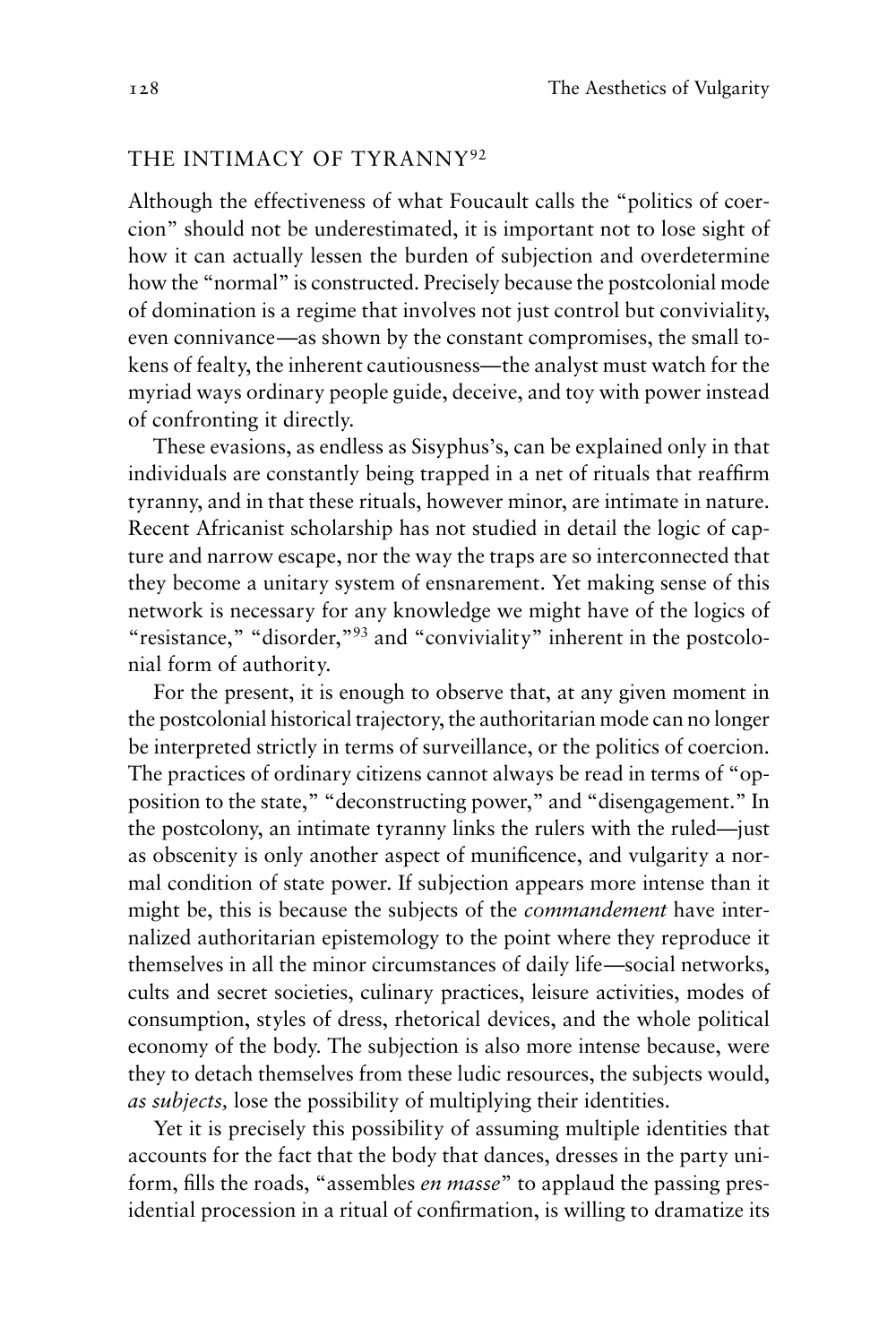## THE INTIMACY OF TYRANNY[92]

Although the effectiveness of what Foucault calls the "politics of coercion" should not be underestimated, it is important not to lose sight of how it can actually lessen the burden of subjection and overdetermine how the "normal" is constructed. Precisely because the postcolonial mode of domination is a regime that involves not just control but conviviality, even connivance—as shown by the constant compromises, the small tokens of fealty, the inherent cautiousness—the analyst must watch for the myriad ways ordinary people guide, deceive, and toy with power instead of confronting it directly.

These evasions, as endless as Sisyphus's, can be explained only in that individuals are constantly being trapped in a net of rituals that reaffirm tyranny, and in that these rituals, however minor, are intimate in nature. Recent Africanist scholarship has not studied in detail the logic of capture and narrow escape, nor the way the traps are so interconnected that they become a unitary system of ensnarement. Yet making sense of this network is necessary for any knowledge we might have of the logics of "resistance," "disorder,"[93] and "conviviality" inherent in the postcolonial form of authority.

For the present, it is enough to observe that, at any given moment in the postcolonial historical trajectory, the authoritarian mode can no longer be interpreted strictly in terms of surveillance, or the politics of coercion. The practices of ordinary citizens cannot always be read in terms of "opposition to the state," "deconstructing power," and "disengagement." In the postcolony, an intimate tyranny links the rulers with the ruled—just as obscenity is only another aspect of munificence, and vulgarity a normal condition of state power. If subjection appears more intense than it might be, this is because the subjects of the *commandement* have internalized authoritarian epistemology to the point where they reproduce it themselves in all the minor circumstances of daily life—social networks, cults and secret societies, culinary practices, leisure activities, modes of consumption, styles of dress, rhetorical devices, and the whole political economy of the body. The subjection is also more intense because, were they to detach themselves from these ludic resources, the subjects would, *as subjects,* lose the possibility of multiplying their identities.

Yet it is precisely this possibility of assuming multiple identities that accounts for the fact that the body that dances, dresses in the party uniform, fills the roads, "assembles *en masse*" to applaud the passing presidential procession in a ritual of confirmation, is willing to dramatize its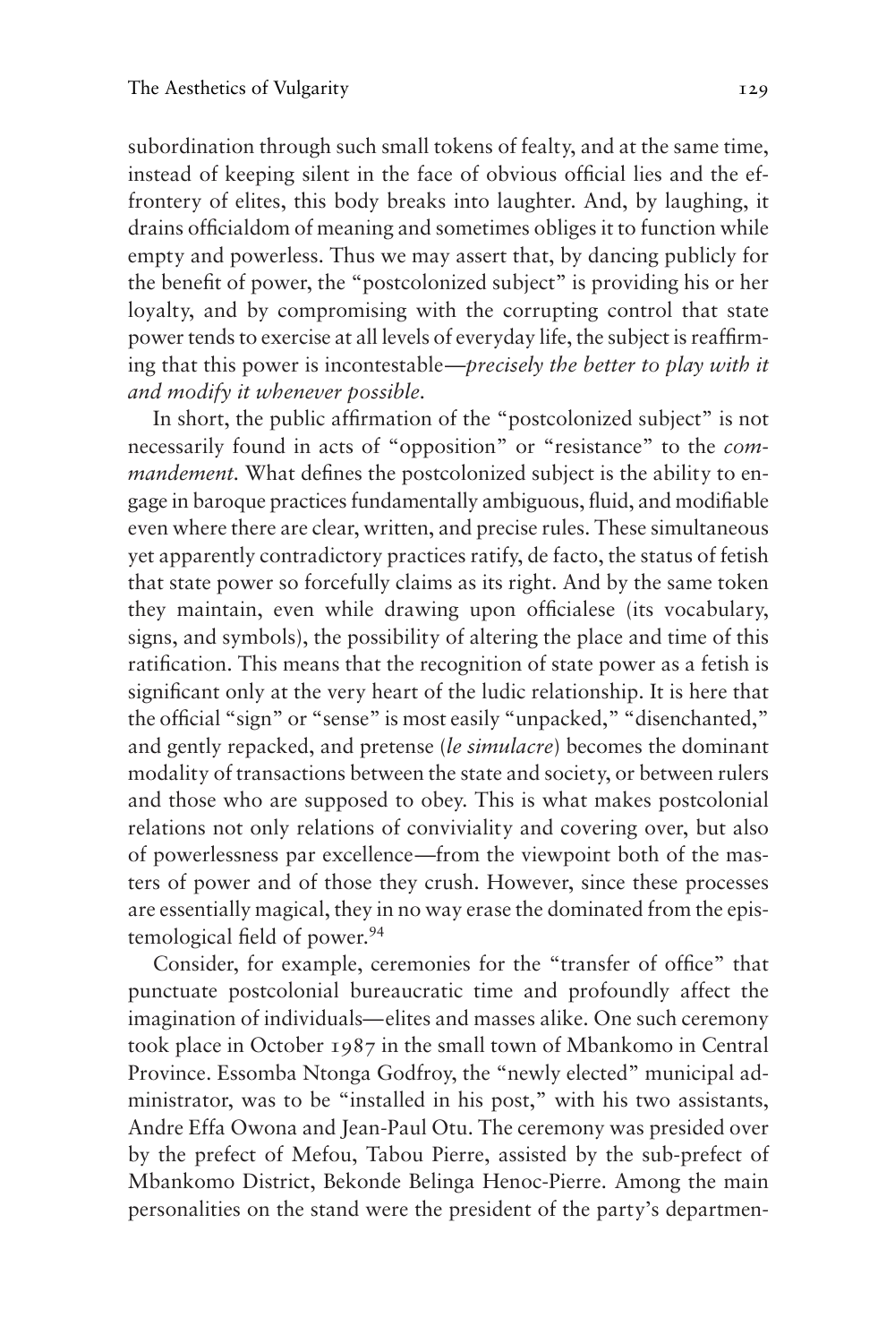subordination through such small tokens of fealty, and at the same time, instead of keeping silent in the face of obvious official lies and the effrontery of elites, this body breaks into laughter. And, by laughing, it drains officialdom of meaning and sometimes obliges it to function while empty and powerless. Thus we may assert that, by dancing publicly for the benefit of power, the "postcolonized subject" is providing his or her loyalty, and by compromising with the corrupting control that state power tends to exercise at all levels of everyday life, the subject is reaffirming that this power is incontestable—*precisely the better to play with it and modify it whenever possible.*

In short, the public affirmation of the "postcolonized subject" is not necessarily found in acts of "opposition" or "resistance" to the *commandement.* What defines the postcolonized subject is the ability to engage in baroque practices fundamentally ambiguous, fluid, and modifiable even where there are clear, written, and precise rules. These simultaneous yet apparently contradictory practices ratify, de facto, the status of fetish that state power so forcefully claims as its right. And by the same token they maintain, even while drawing upon officialese (its vocabulary, signs, and symbols), the possibility of altering the place and time of this ratification. This means that the recognition of state power as a fetish is significant only at the very heart of the ludic relationship. It is here that the official "sign" or "sense" is most easily "unpacked," "disenchanted," and gently repacked, and pretense (*le simulacre*) becomes the dominant modality of transactions between the state and society, or between rulers and those who are supposed to obey. This is what makes postcolonial relations not only relations of conviviality and covering over, but also of powerlessness par excellence—from the viewpoint both of the masters of power and of those they crush. However, since these processes are essentially magical, they in no way erase the dominated from the epistemological field of power.[94]

Consider, for example, ceremonies for the "transfer of office" that punctuate postcolonial bureaucratic time and profoundly affect the imagination of individuals—elites and masses alike. One such ceremony took place in October 1987 in the small town of Mbankomo in Central Province. Essomba Ntonga Godfroy, the "newly elected" municipal administrator, was to be "installed in his post," with his two assistants, Andre Effa Owona and Jean-Paul Otu. The ceremony was presided over by the prefect of Mefou, Tabou Pierre, assisted by the sub-prefect of Mbankomo District, Bekonde Belinga Henoc-Pierre. Among the main personalities on the stand were the president of the party's departmen-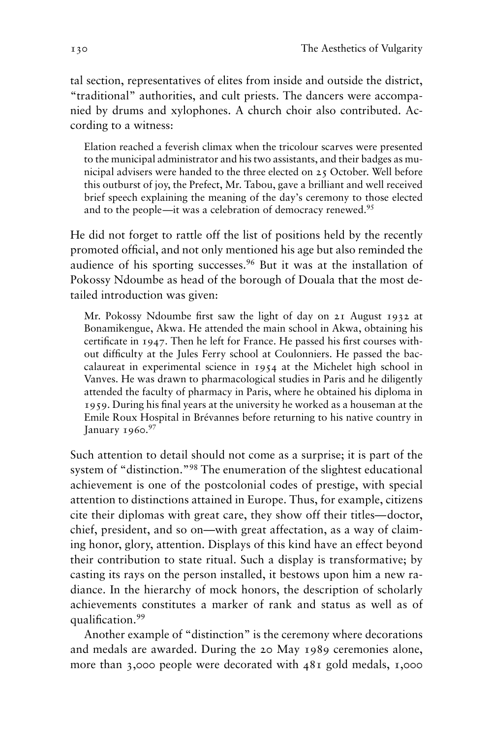tal section, representatives of elites from inside and outside the district, "traditional" authorities, and cult priests. The dancers were accompanied by drums and xylophones. A church choir also contributed. According to a witness:

> Elation reached a feverish climax when the tricolour scarves were presented to the municipal administrator and his two assistants, and their badges as municipal advisers were handed to the three elected on 25 October. Well before this outburst of joy, the Prefect, Mr. Tabou, gave a brilliant and well received brief speech explaining the meaning of the day's ceremony to those elected and to the people—it was a celebration of democracy renewed.[95]

He did not forget to rattle off the list of positions held by the recently promoted official, and not only mentioned his age but also reminded the audience of his sporting successes.[96] But it was at the installation of Pokossy Ndoumbe as head of the borough of Douala that the most detailed introduction was given:

> Mr. Pokossy Ndoumbe first saw the light of day on 21 August 1932 at Bonamikengue, Akwa. He attended the main school in Akwa, obtaining his certificate in 1947. Then he left for France. He passed his first courses without difficulty at the Jules Ferry school at Coulonniers. He passed the baccalaureat in experimental science in 1954 at the Michelet high school in Vanves. He was drawn to pharmacological studies in Paris and he diligently attended the faculty of pharmacy in Paris, where he obtained his diploma in 1959. During his final years at the university he worked as a houseman at the Emile Roux Hospital in Brévannes before returning to his native country in January 1960.[97]

Such attention to detail should not come as a surprise; it is part of the system of "distinction."[98] The enumeration of the slightest educational achievement is one of the postcolonial codes of prestige, with special attention to distinctions attained in Europe. Thus, for example, citizens cite their diplomas with great care, they show off their titles—doctor, chief, president, and so on—with great affectation, as a way of claiming honor, glory, attention. Displays of this kind have an effect beyond their contribution to state ritual. Such a display is transformative; by casting its rays on the person installed, it bestows upon him a new radiance. In the hierarchy of mock honors, the description of scholarly achievements constitutes a marker of rank and status as well as of qualification.[99]

Another example of "distinction" is the ceremony where decorations and medals are awarded. During the 20 May 1989 ceremonies alone, more than 3,000 people were decorated with 481 gold medals, 1,000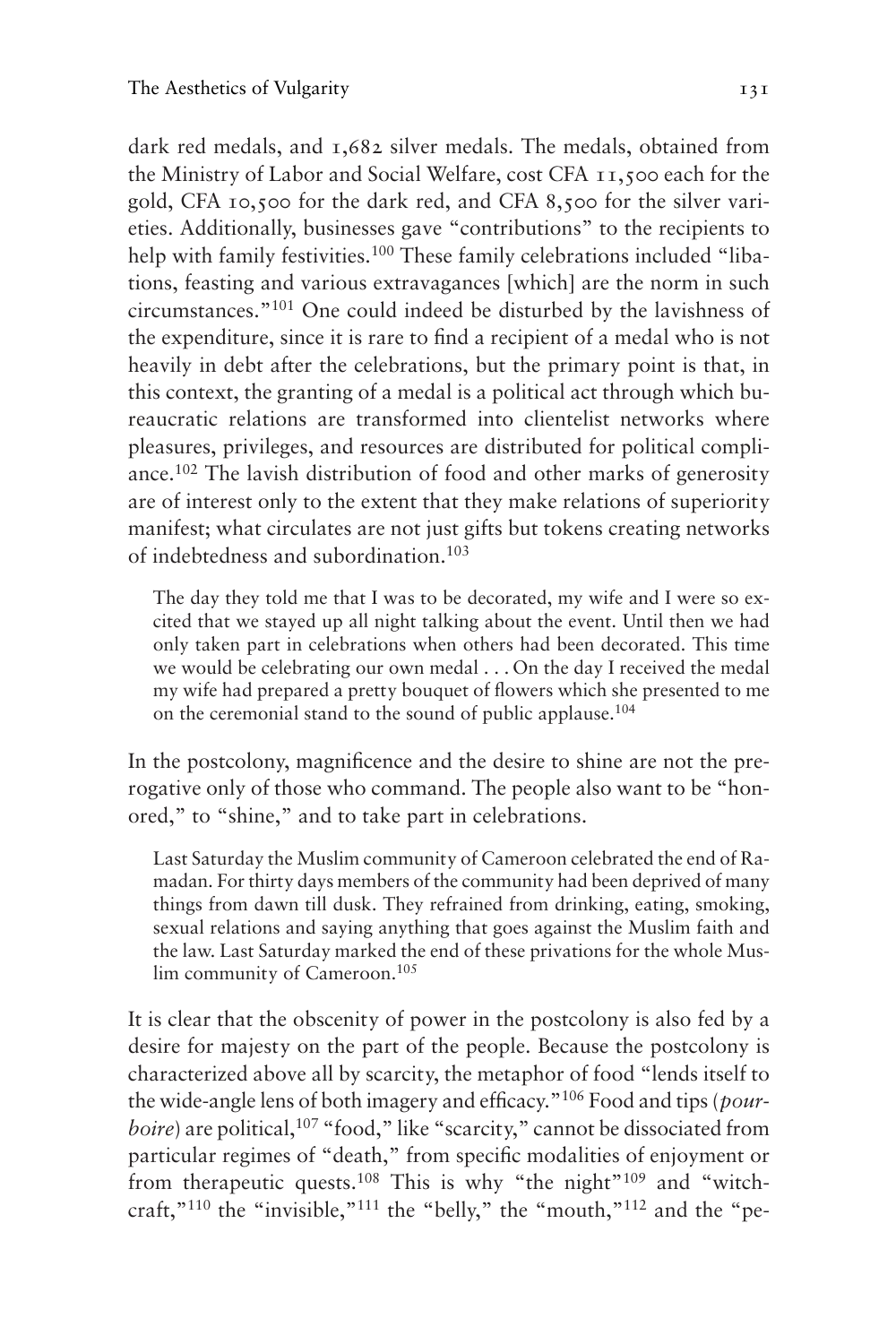dark red medals, and 1,682 silver medals. The medals, obtained from the Ministry of Labor and Social Welfare, cost CFA 11,500 each for the gold, CFA 10,500 for the dark red, and CFA 8,500 for the silver varieties. Additionally, businesses gave "contributions" to the recipients to help with family festivities.[100] These family celebrations included "libations, feasting and various extravagances [which] are the norm in such circumstances."[101] One could indeed be disturbed by the lavishness of the expenditure, since it is rare to find a recipient of a medal who is not heavily in debt after the celebrations, but the primary point is that, in this context, the granting of a medal is a political act through which bureaucratic relations are transformed into clientelist networks where pleasures, privileges, and resources are distributed for political compliance.[102] The lavish distribution of food and other marks of generosity are of interest only to the extent that they make relations of superiority manifest; what circulates are not just gifts but tokens creating networks of indebtedness and subordination.[103]

> The day they told me that I was to be decorated, my wife and I were so excited that we stayed up all night talking about the event. Until then we had only taken part in celebrations when others had been decorated. This time we would be celebrating our own medal . . . On the day I received the medal my wife had prepared a pretty bouquet of flowers which she presented to me on the ceremonial stand to the sound of public applause.[104]

In the postcolony, magnificence and the desire to shine are not the prerogative only of those who command. The people also want to be "honored," to "shine," and to take part in celebrations.

> Last Saturday the Muslim community of Cameroon celebrated the end of Ramadan. For thirty days members of the community had been deprived of many things from dawn till dusk. They refrained from drinking, eating, smoking, sexual relations and saying anything that goes against the Muslim faith and the law. Last Saturday marked the end of these privations for the whole Muslim community of Cameroon.[105]

It is clear that the obscenity of power in the postcolony is also fed by a desire for majesty on the part of the people. Because the postcolony is characterized above all by scarcity, the metaphor of food "lends itself to the wide-angle lens of both imagery and efficacy."[106] Food and tips (*pourboire*) are political,[107] "food," like "scarcity," cannot be dissociated from particular regimes of "death," from specific modalities of enjoyment or from therapeutic quests.[108] This is why "the night"[109] and "witchcraft,"[110] the "invisible,"[111] the "belly," the "mouth,"[112] and the "pe-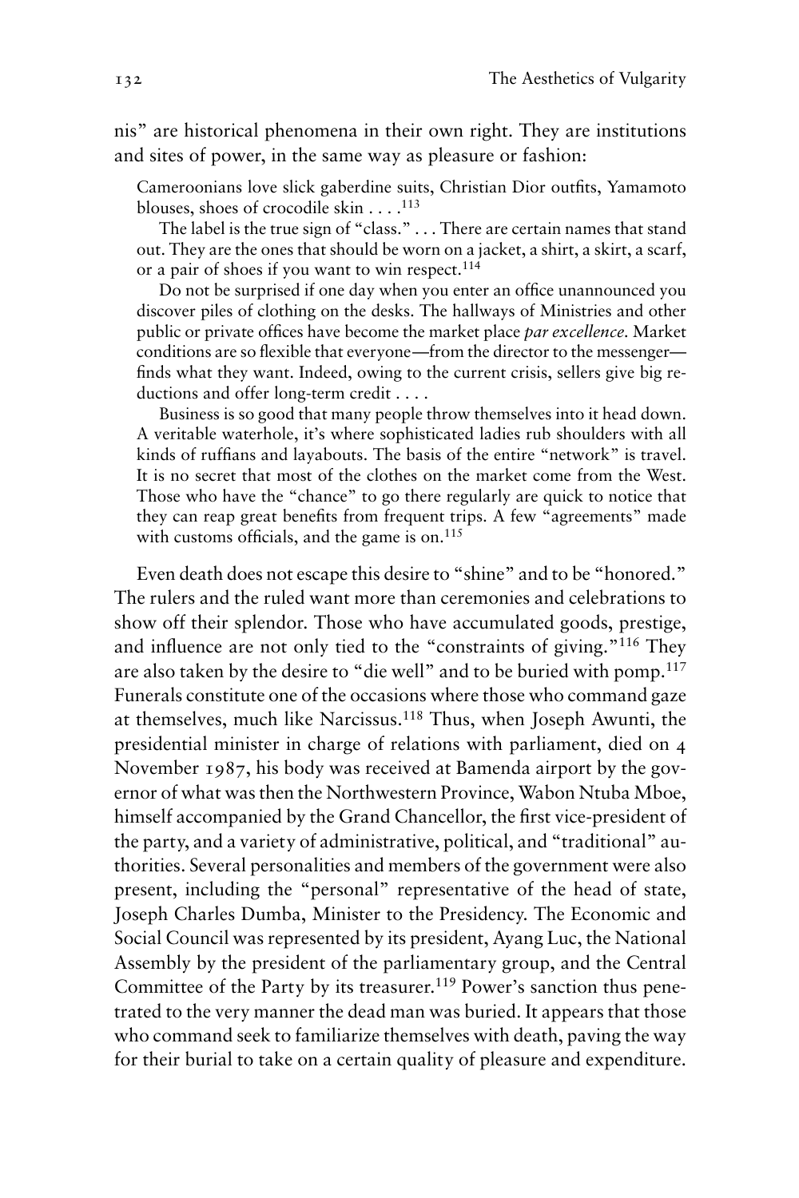nis" are historical phenomena in their own right. They are institutions and sites of power, in the same way as pleasure or fashion:

> Cameroonians love slick gaberdine suits, Christian Dior outfits, Yamamoto blouses, shoes of crocodile skin . . . .[113]
>
> The label is the true sign of "class." . . . There are certain names that stand out. They are the ones that should be worn on a jacket, a shirt, a skirt, a scarf, or a pair of shoes if you want to win respect.[114]
>
> Do not be surprised if one day when you enter an office unannounced you discover piles of clothing on the desks. The hallways of Ministries and other public or private offices have become the market place *par excellence.* Market conditions are so flexible that everyone—from the director to the messenger—finds what they want. Indeed, owing to the current crisis, sellers give big reductions and offer long-term credit . . . .
>
> Business is so good that many people throw themselves into it head down. A veritable waterhole, it's where sophisticated ladies rub shoulders with all kinds of ruffians and layabouts. The basis of the entire "network" is travel. It is no secret that most of the clothes on the market come from the West. Those who have the "chance" to go there regularly are quick to notice that they can reap great benefits from frequent trips. A few "agreements" made with customs officials, and the game is on.[115]

Even death does not escape this desire to "shine" and to be "honored." The rulers and the ruled want more than ceremonies and celebrations to show off their splendor. Those who have accumulated goods, prestige, and influence are not only tied to the "constraints of giving."[116] They are also taken by the desire to "die well" and to be buried with pomp.[117] Funerals constitute one of the occasions where those who command gaze at themselves, much like Narcissus.[118] Thus, when Joseph Awunti, the presidential minister in charge of relations with parliament, died on 4 November 1987, his body was received at Bamenda airport by the governor of what was then the Northwestern Province, Wabon Ntuba Mboe, himself accompanied by the Grand Chancellor, the first vice-president of the party, and a variety of administrative, political, and "traditional" authorities. Several personalities and members of the government were also present, including the "personal" representative of the head of state, Joseph Charles Dumba, Minister to the Presidency. The Economic and Social Council was represented by its president, Ayang Luc, the National Assembly by the president of the parliamentary group, and the Central Committee of the Party by its treasurer.[119] Power's sanction thus penetrated to the very manner the dead man was buried. It appears that those who command seek to familiarize themselves with death, paving the way for their burial to take on a certain quality of pleasure and expenditure.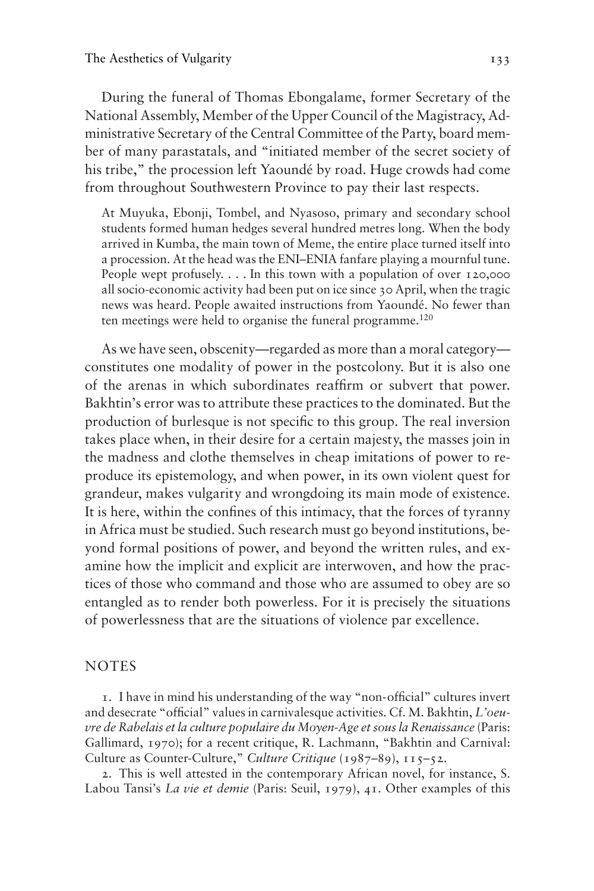During the funeral of Thomas Ebongalame, former Secretary of the National Assembly, Member of the Upper Council of the Magistracy, Administrative Secretary of the Central Committee of the Party, board member of many parastatals, and "initiated member of the secret society of his tribe," the procession left Yaoundé by road. Huge crowds had come from throughout Southwestern Province to pay their last respects.

> At Muyuka, Ebonji, Tombel, and Nyasoso, primary and secondary school students formed human hedges several hundred metres long. When the body arrived in Kumba, the main town of Meme, the entire place turned itself into a procession. At the head was the ENI–ENIA fanfare playing a mournful tune. People wept profusely. . . . In this town with a population of over 120,000 all socio-economic activity had been put on ice since 30 April, when the tragic news was heard. People awaited instructions from Yaoundé. No fewer than ten meetings were held to organise the funeral programme.[120]

As we have seen, obscenity—regarded as more than a moral category—constitutes one modality of power in the postcolony. But it is also one of the arenas in which subordinates reaffirm or subvert that power. Bakhtin's error was to attribute these practices to the dominated. But the production of burlesque is not specific to this group. The real inversion takes place when, in their desire for a certain majesty, the masses join in the madness and clothe themselves in cheap imitations of power to reproduce its epistemology, and when power, in its own violent quest for grandeur, makes vulgarity and wrongdoing its main mode of existence. It is here, within the confines of this intimacy, that the forces of tyranny in Africa must be studied. Such research must go beyond institutions, beyond formal positions of power, and beyond the written rules, and examine how the implicit and explicit are interwoven, and how the practices of those who command and those who are assumed to obey are so entangled as to render both powerless. For it is precisely the situations of powerlessness that are the situations of violence par excellence.

## NOTES

1. I have in mind his understanding of the way "non-official" cultures invert and desecrate "official" values in carnivalesque activities. Cf. M. Bakhtin, *L'oeuvre de Rabelais et la culture populaire du Moyen-Age et sous la Renaissance* (Paris: Gallimard, 1970); for a recent critique, R. Lachmann, "Bakhtin and Carnival: Culture as Counter-Culture," *Culture Critique* (1987–89), 115–52.

2. This is well attested in the contemporary African novel, for instance, S. Labou Tansi's *La vie et demie* (Paris: Seuil, 1979), 41. Other examples of this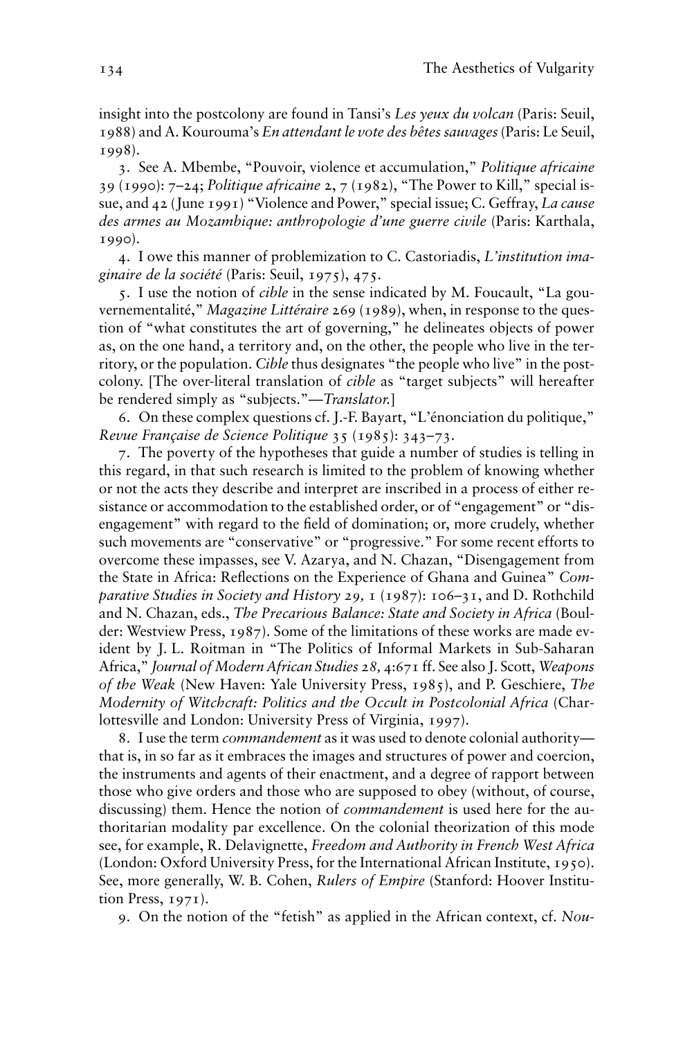insight into the postcolony are found in Tansi's *Les yeux du volcan* (Paris: Seuil, 1988) and A. Kourouma's *En attendant le vote des bêtes sauvages* (Paris: Le Seuil, 1998).

3. See A. Mbembe, "Pouvoir, violence et accumulation," *Politique africaine* 39 (1990): 7–24; *Politique africaine* 2, 7 (1982), "The Power to Kill," special issue, and 42 (June 1991) "Violence and Power," special issue; C. Geffray, *La cause des armes au Mozambique: anthropologie d'une guerre civile* (Paris: Karthala, 1990).

4. I owe this manner of problemization to C. Castoriadis, *L'institution imaginaire de la société* (Paris: Seuil, 1975), 475.

5. I use the notion of *cible* in the sense indicated by M. Foucault, "La gouvernementalité," *Magazine Littéraire* 269 (1989), when, in response to the question of "what constitutes the art of governing," he delineates objects of power as, on the one hand, a territory and, on the other, the people who live in the territory, or the population. *Cible* thus designates "the people who live" in the postcolony. [The over-literal translation of *cible* as "target subjects" will hereafter be rendered simply as "subjects."—*Translator.*]

6. On these complex questions cf. J.-F. Bayart, "L'énonciation du politique," *Revue Française de Science Politique* 35 (1985): 343–73.

7. The poverty of the hypotheses that guide a number of studies is telling in this regard, in that such research is limited to the problem of knowing whether or not the acts they describe and interpret are inscribed in a process of either resistance or accommodation to the established order, or of "engagement" or "disengagement" with regard to the field of domination; or, more crudely, whether such movements are "conservative" or "progressive." For some recent efforts to overcome these impasses, see V. Azarya, and N. Chazan, "Disengagement from the State in Africa: Reflections on the Experience of Ghana and Guinea" *Comparative Studies in Society and History 29,* 1 (1987): 106–31, and D. Rothchild and N. Chazan, eds., *The Precarious Balance: State and Society in Africa* (Boulder: Westview Press, 1987). Some of the limitations of these works are made evident by J. L. Roitman in "The Politics of Informal Markets in Sub-Saharan Africa," *Journal of Modern African Studies 28,* 4:671 ff. See also J. Scott, *Weapons of the Weak* (New Haven: Yale University Press, 1985), and P. Geschiere, *The Modernity of Witchcraft: Politics and the Occult in Postcolonial Africa* (Charlottesville and London: University Press of Virginia, 1997).

8. I use the term *commandement* as it was used to denote colonial authority—that is, in so far as it embraces the images and structures of power and coercion, the instruments and agents of their enactment, and a degree of rapport between those who give orders and those who are supposed to obey (without, of course, discussing) them. Hence the notion of *commandement* is used here for the authoritarian modality par excellence. On the colonial theorization of this mode see, for example, R. Delavignette, *Freedom and Authority in French West Africa* (London: Oxford University Press, for the International African Institute, 1950). See, more generally, W. B. Cohen, *Rulers of Empire* (Stanford: Hoover Institution Press, 1971).

9. On the notion of the "fetish" as applied in the African context, cf. *Nou-*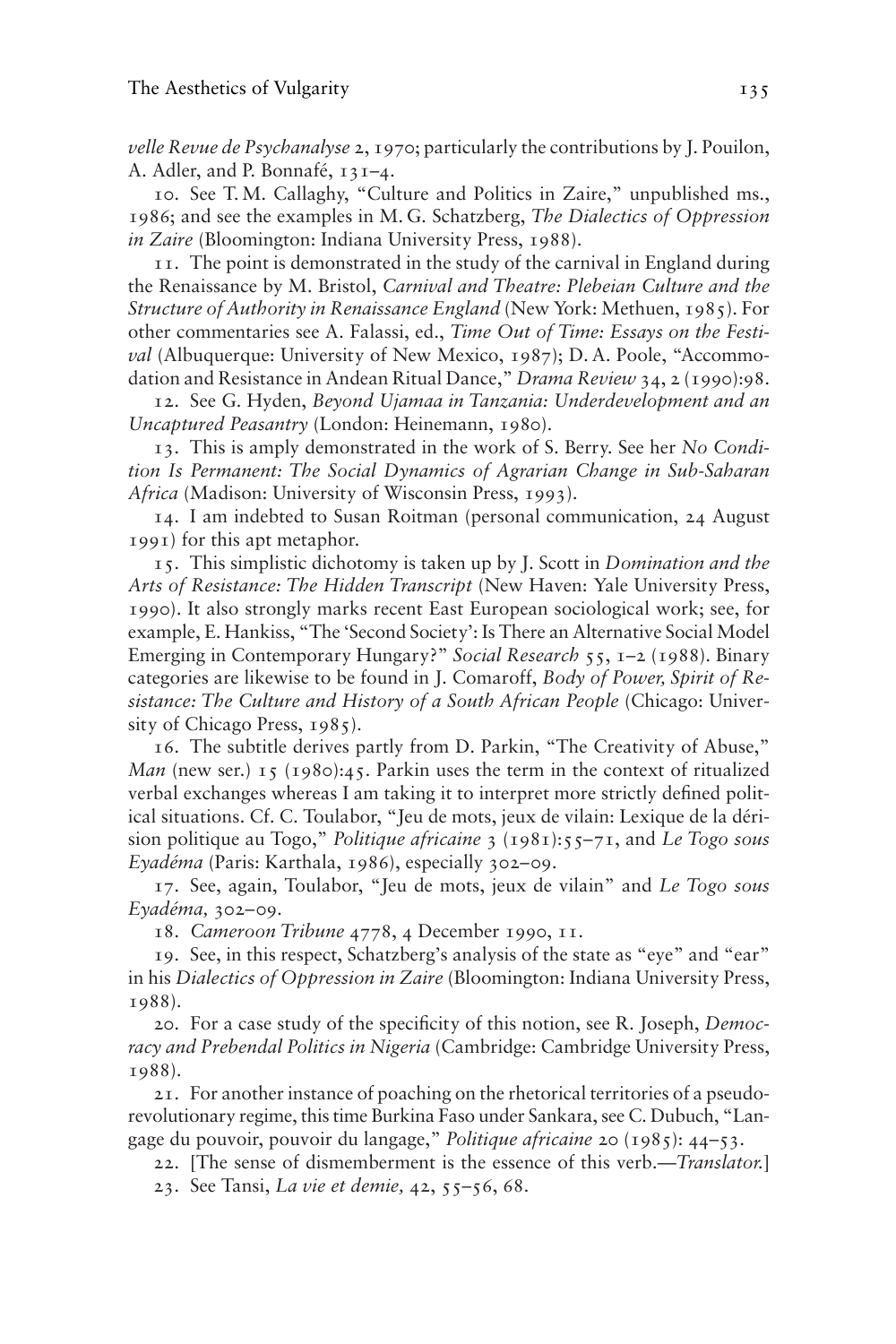*velle Revue de Psychanalyse* 2, 1970; particularly the contributions by J. Pouilon, A. Adler, and P. Bonnafé, 131–4.

10. See T. M. Callaghy, "Culture and Politics in Zaire," unpublished ms., 1986; and see the examples in M. G. Schatzberg, *The Dialectics of Oppression in Zaire* (Bloomington: Indiana University Press, 1988).

11. The point is demonstrated in the study of the carnival in England during the Renaissance by M. Bristol, *Carnival and Theatre: Plebeian Culture and the Structure of Authority in Renaissance England* (New York: Methuen, 1985). For other commentaries see A. Falassi, ed., *Time Out of Time: Essays on the Festival* (Albuquerque: University of New Mexico, 1987); D. A. Poole, "Accommodation and Resistance in Andean Ritual Dance," *Drama Review* 34, 2 (1990):98.

12. See G. Hyden, *Beyond Ujamaa in Tanzania: Underdevelopment and an Uncaptured Peasantry* (London: Heinemann, 1980).

13. This is amply demonstrated in the work of S. Berry. See her *No Condition Is Permanent: The Social Dynamics of Agrarian Change in Sub-Saharan Africa* (Madison: University of Wisconsin Press, 1993).

14. I am indebted to Susan Roitman (personal communication, 24 August 1991) for this apt metaphor.

15. This simplistic dichotomy is taken up by J. Scott in *Domination and the Arts of Resistance: The Hidden Transcript* (New Haven: Yale University Press, 1990). It also strongly marks recent East European sociological work; see, for example, E. Hankiss, "The 'Second Society': Is There an Alternative Social Model Emerging in Contemporary Hungary?" *Social Research* 55, 1–2 (1988). Binary categories are likewise to be found in J. Comaroff, *Body of Power, Spirit of Resistance: The Culture and History of a South African People* (Chicago: University of Chicago Press, 1985).

16. The subtitle derives partly from D. Parkin, "The Creativity of Abuse," *Man* (new ser.) 15 (1980):45. Parkin uses the term in the context of ritualized verbal exchanges whereas I am taking it to interpret more strictly defined political situations. Cf. C. Toulabor, "Jeu de mots, jeux de vilain: Lexique de la dérision politique au Togo," *Politique africaine* 3 (1981):55–71, and *Le Togo sous Eyadéma* (Paris: Karthala, 1986), especially 302–09.

17. See, again, Toulabor, "Jeu de mots, jeux de vilain" and *Le Togo sous Eyadéma,* 302–09.

18. *Cameroon Tribune* 4778, 4 December 1990, 11.

19. See, in this respect, Schatzberg's analysis of the state as "eye" and "ear" in his *Dialectics of Oppression in Zaire* (Bloomington: Indiana University Press, 1988).

20. For a case study of the specificity of this notion, see R. Joseph, *Democracy and Prebendal Politics in Nigeria* (Cambridge: Cambridge University Press, 1988).

21. For another instance of poaching on the rhetorical territories of a pseudo-revolutionary regime, this time Burkina Faso under Sankara, see C. Dubuch, "Langage du pouvoir, pouvoir du langage," *Politique africaine* 20 (1985): 44–53.

22. [The sense of dismemberment is the essence of this verb.—*Translator.*]

23. See Tansi, *La vie et demie,* 42, 55–56, 68.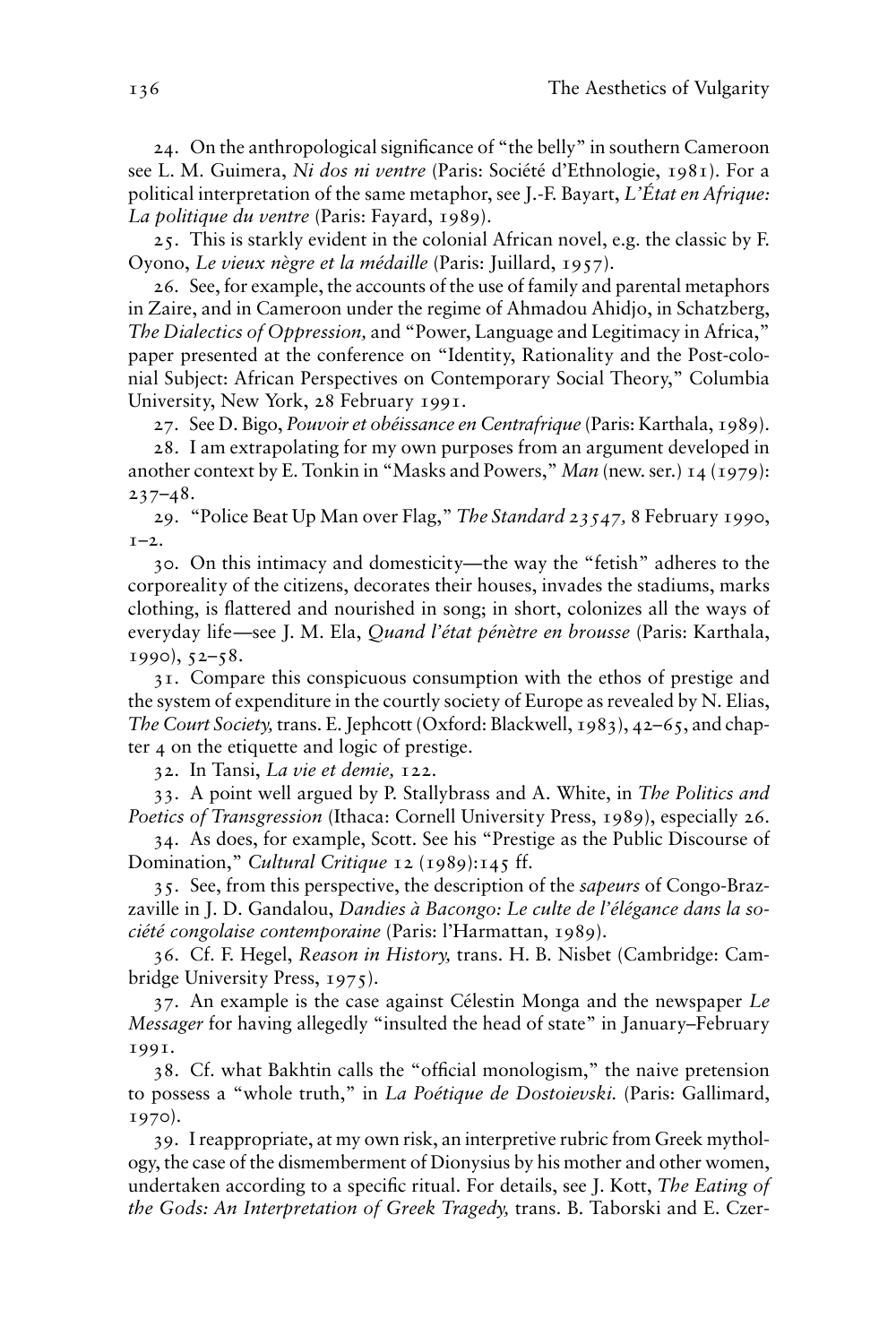24. On the anthropological significance of "the belly" in southern Cameroon see L. M. Guimera, *Ni dos ni ventre* (Paris: Société d'Ethnologie, 1981). For a political interpretation of the same metaphor, see J.-F. Bayart, *L'État en Afrique: La politique du ventre* (Paris: Fayard, 1989).

25. This is starkly evident in the colonial African novel, e.g. the classic by F. Oyono, *Le vieux nègre et la médaille* (Paris: Juillard, 1957).

26. See, for example, the accounts of the use of family and parental metaphors in Zaire, and in Cameroon under the regime of Ahmadou Ahidjo, in Schatzberg, *The Dialectics of Oppression,* and "Power, Language and Legitimacy in Africa," paper presented at the conference on "Identity, Rationality and the Post-colonial Subject: African Perspectives on Contemporary Social Theory," Columbia University, New York, 28 February 1991.

27. See D. Bigo, *Pouvoir et obéissance en Centrafrique* (Paris: Karthala, 1989).

28. I am extrapolating for my own purposes from an argument developed in another context by E. Tonkin in "Masks and Powers," *Man* (new. ser.) 14 (1979): 237–48.

29. "Police Beat Up Man over Flag," *The Standard 23547,* 8 February 1990, 1–2.

30. On this intimacy and domesticity—the way the "fetish" adheres to the corporeality of the citizens, decorates their houses, invades the stadiums, marks clothing, is flattered and nourished in song; in short, colonizes all the ways of everyday life—see J. M. Ela, *Quand l'état pénètre en brousse* (Paris: Karthala, 1990), 52–58.

31. Compare this conspicuous consumption with the ethos of prestige and the system of expenditure in the courtly society of Europe as revealed by N. Elias, *The Court Society,* trans. E. Jephcott (Oxford: Blackwell, 1983), 42–65, and chapter 4 on the etiquette and logic of prestige.

32. In Tansi, *La vie et demie,* 122.

33. A point well argued by P. Stallybrass and A. White, in *The Politics and Poetics of Transgression* (Ithaca: Cornell University Press, 1989), especially 26.

34. As does, for example, Scott. See his "Prestige as the Public Discourse of Domination," *Cultural Critique* 12 (1989):145 ff.

35. See, from this perspective, the description of the *sapeurs* of Congo-Brazzaville in J. D. Gandalou, *Dandies à Bacongo: Le culte de l'élégance dans la société congolaise contemporaine* (Paris: l'Harmattan, 1989).

36. Cf. F. Hegel, *Reason in History,* trans. H. B. Nisbet (Cambridge: Cambridge University Press, 1975).

37. An example is the case against Célestin Monga and the newspaper *Le Messager* for having allegedly "insulted the head of state" in January–February 1991.

38. Cf. what Bakhtin calls the "official monologism," the naive pretension to possess a "whole truth," in *La Poétique de Dostoievski.* (Paris: Gallimard, 1970).

39. I reappropriate, at my own risk, an interpretive rubric from Greek mythology, the case of the dismemberment of Dionysius by his mother and other women, undertaken according to a specific ritual. For details, see J. Kott, *The Eating of the Gods: An Interpretation of Greek Tragedy,* trans. B. Taborski and E. Czer-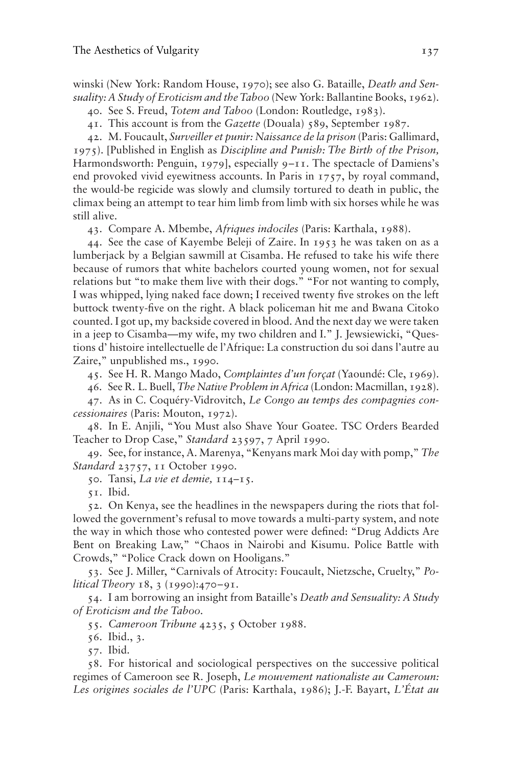winski (New York: Random House, 1970); see also G. Bataille, *Death and Sensuality: A Study of Eroticism and the Taboo* (New York: Ballantine Books, 1962).

40. See S. Freud, *Totem and Taboo* (London: Routledge, 1983).

41. This account is from the *Gazette* (Douala) 589, September 1987.

42. M. Foucault, *Surveiller et punir: Naissance de la prison* (Paris: Gallimard, 1975). [Published in English as *Discipline and Punish: The Birth of the Prison,* Harmondsworth: Penguin, 1979], especially 9–11. The spectacle of Damiens's end provoked vivid eyewitness accounts. In Paris in 1757, by royal command, the would-be regicide was slowly and clumsily tortured to death in public, the climax being an attempt to tear him limb from limb with six horses while he was still alive.

43. Compare A. Mbembe, *Afriques indociles* (Paris: Karthala, 1988).

44. See the case of Kayembe Beleji of Zaire. In 1953 he was taken on as a lumberjack by a Belgian sawmill at Cisamba. He refused to take his wife there because of rumors that white bachelors courted young women, not for sexual relations but "to make them live with their dogs." "For not wanting to comply, I was whipped, lying naked face down; I received twenty five strokes on the left buttock twenty-five on the right. A black policeman hit me and Bwana Citoko counted. I got up, my backside covered in blood. And the next day we were taken in a jeep to Cisamba—my wife, my two children and I." J. Jewsiewicki, "Questions d' histoire intellectuelle de l'Afrique: La construction du soi dans l'autre au Zaire," unpublished ms., 1990.

45. See H. R. Mango Mado, *Complaintes d'un forçat* (Yaoundé: Cle, 1969).

46. See R. L. Buell, *The Native Problem in Africa* (London: Macmillan, 1928).

47. As in C. Coquéry-Vidrovitch, *Le Congo au temps des compagnies concessionaires* (Paris: Mouton, 1972).

48. In E. Anjili, "You Must also Shave Your Goatee. TSC Orders Bearded Teacher to Drop Case," *Standard* 23597, 7 April 1990.

49. See, for instance, A. Marenya, "Kenyans mark Moi day with pomp," *The Standard* 23757, 11 October 1990.

50. Tansi, *La vie et demie,* 114–15.

51. Ibid.

52. On Kenya, see the headlines in the newspapers during the riots that followed the government's refusal to move towards a multi-party system, and note the way in which those who contested power were defined: "Drug Addicts Are Bent on Breaking Law," "Chaos in Nairobi and Kisumu. Police Battle with Crowds," "Police Crack down on Hooligans."

53. See J. Miller, "Carnivals of Atrocity: Foucault, Nietzsche, Cruelty," *Political Theory* 18, 3 (1990):470–91.

54. I am borrowing an insight from Bataille's *Death and Sensuality: A Study of Eroticism and the Taboo.*

55. *Cameroon Tribune* 4235, 5 October 1988.

56. Ibid., 3.

57. Ibid.

58. For historical and sociological perspectives on the successive political regimes of Cameroon see R. Joseph, *Le mouvement nationaliste au Cameroun: Les origines sociales de l'UPC* (Paris: Karthala, 1986); J.-F. Bayart, *L'État au*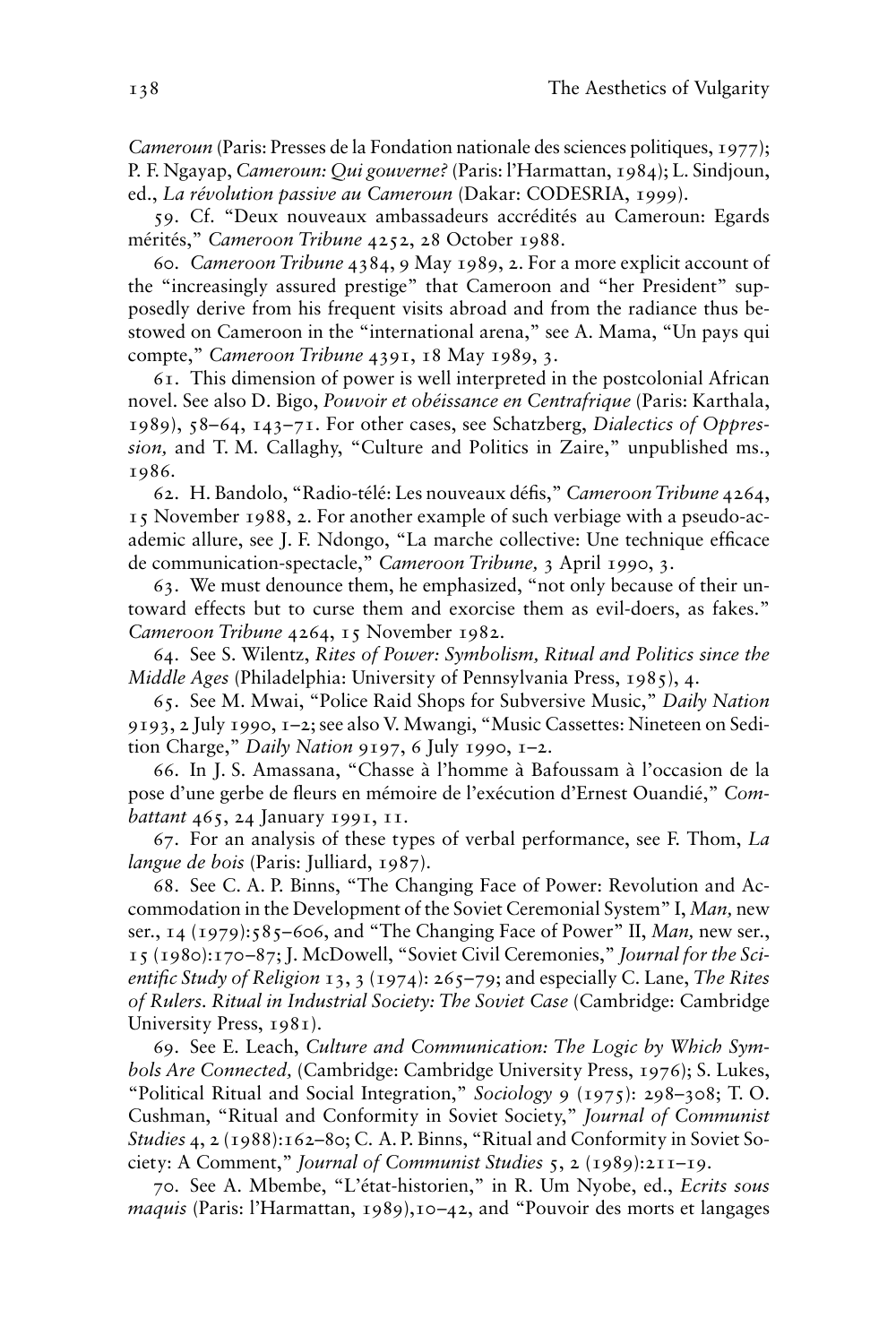*Cameroun* (Paris: Presses de la Fondation nationale des sciences politiques, 1977); P. F. Ngayap, *Cameroun: Qui gouverne?* (Paris: l'Harmattan, 1984); L. Sindjoun, ed., *La révolution passive au Cameroun* (Dakar: CODESRIA, 1999).

59. Cf. "Deux nouveaux ambassadeurs accrédités au Cameroun: Egards mérités," *Cameroon Tribune* 4252, 28 October 1988.

60. *Cameroon Tribune* 4384, 9 May 1989, 2. For a more explicit account of the "increasingly assured prestige" that Cameroon and "her President" supposedly derive from his frequent visits abroad and from the radiance thus bestowed on Cameroon in the "international arena," see A. Mama, "Un pays qui compte," *Cameroon Tribune* 4391, 18 May 1989, 3.

61. This dimension of power is well interpreted in the postcolonial African novel. See also D. Bigo, *Pouvoir et obéissance en Centrafrique* (Paris: Karthala, 1989), 58–64, 143–71. For other cases, see Schatzberg, *Dialectics of Oppression,* and T. M. Callaghy, "Culture and Politics in Zaire," unpublished ms., 1986.

62. H. Bandolo, "Radio-télé: Les nouveaux défis," *Cameroon Tribune* 4264, 15 November 1988, 2. For another example of such verbiage with a pseudo-academic allure, see J. F. Ndongo, "La marche collective: Une technique efficace de communication-spectacle," *Cameroon Tribune,* 3 April 1990, 3.

63. We must denounce them, he emphasized, "not only because of their untoward effects but to curse them and exorcise them as evil-doers, as fakes." *Cameroon Tribune* 4264, 15 November 1982.

64. See S. Wilentz, *Rites of Power: Symbolism, Ritual and Politics since the Middle Ages* (Philadelphia: University of Pennsylvania Press, 1985), 4.

65. See M. Mwai, "Police Raid Shops for Subversive Music," *Daily Nation* 9193, 2 July 1990, 1–2; see also V. Mwangi, "Music Cassettes: Nineteen on Sedition Charge," *Daily Nation* 9197, 6 July 1990, 1–2.

66. In J. S. Amassana, "Chasse à l'homme à Bafoussam à l'occasion de la pose d'une gerbe de fleurs en mémoire de l'exécution d'Ernest Ouandié," *Combattant* 465, 24 January 1991, 11.

67. For an analysis of these types of verbal performance, see F. Thom, *La langue de bois* (Paris: Julliard, 1987).

68. See C. A. P. Binns, "The Changing Face of Power: Revolution and Accommodation in the Development of the Soviet Ceremonial System" I, *Man,* new ser., 14 (1979):585–606, and "The Changing Face of Power" II, *Man,* new ser., 15 (1980):170–87; J. McDowell, "Soviet Civil Ceremonies," *Journal for the Scientific Study of Religion* 13, 3 (1974): 265–79; and especially C. Lane, *The Rites of Rulers. Ritual in Industrial Society: The Soviet Case* (Cambridge: Cambridge University Press, 1981).

69. See E. Leach, *Culture and Communication: The Logic by Which Symbols Are Connected,* (Cambridge: Cambridge University Press, 1976); S. Lukes, "Political Ritual and Social Integration," *Sociology* 9 (1975): 298–308; T. O. Cushman, "Ritual and Conformity in Soviet Society," *Journal of Communist Studies* 4, 2 (1988):162–80; C. A. P. Binns, "Ritual and Conformity in Soviet Society: A Comment," *Journal of Communist Studies* 5, 2 (1989):211–19.

70. See A. Mbembe, "L'état-historien," in R. Um Nyobe, ed., *Ecrits sous maquis* (Paris: l'Harmattan, 1989),10–42, and "Pouvoir des morts et langages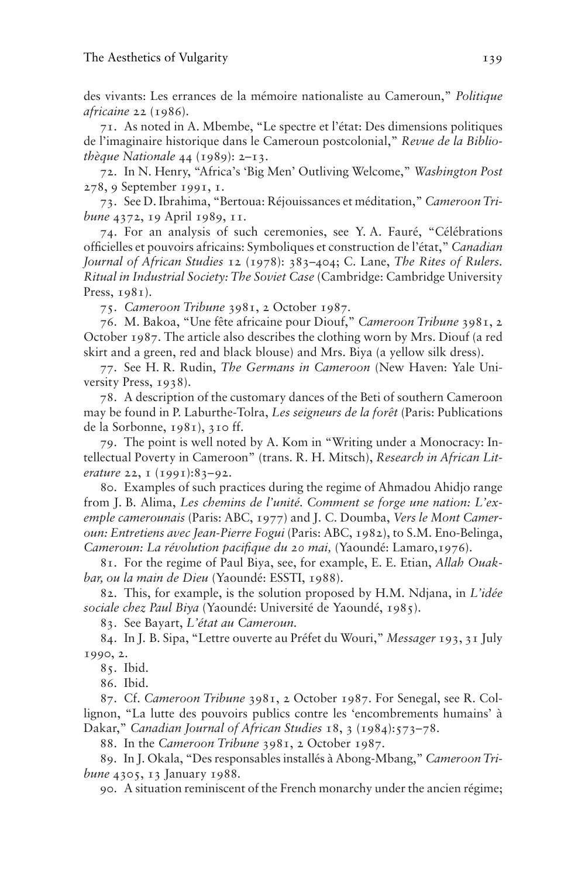des vivants: Les errances de la mémoire nationaliste au Cameroun," *Politique africaine* 22 (1986).

71. As noted in A. Mbembe, "Le spectre et l'état: Des dimensions politiques de l'imaginaire historique dans le Cameroun postcolonial," *Revue de la Bibliothèque Nationale* 44 (1989): 2–13.

72. In N. Henry, "Africa's 'Big Men' Outliving Welcome," *Washington Post* 278, 9 September 1991, 1.

73. See D. Ibrahima, "Bertoua: Réjouissances et méditation," *Cameroon Tribune* 4372, 19 April 1989, 11.

74. For an analysis of such ceremonies, see Y. A. Fauré, "Célébrations officielles et pouvoirs africains: Symboliques et construction de l'état," *Canadian Journal of African Studies* 12 (1978): 383–404; C. Lane, *The Rites of Rulers. Ritual in Industrial Society: The Soviet Case* (Cambridge: Cambridge University Press, 1981).

75. *Cameroon Tribune* 3981, 2 October 1987.

76. M. Bakoa, "Une fête africaine pour Diouf," *Cameroon Tribune* 3981, 2 October 1987. The article also describes the clothing worn by Mrs. Diouf (a red skirt and a green, red and black blouse) and Mrs. Biya (a yellow silk dress).

77. See H. R. Rudin, *The Germans in Cameroon* (New Haven: Yale University Press, 1938).

78. A description of the customary dances of the Beti of southern Cameroon may be found in P. Laburthe-Tolra, *Les seigneurs de la forêt* (Paris: Publications de la Sorbonne, 1981), 310 ff.

79. The point is well noted by A. Kom in "Writing under a Monocracy: Intellectual Poverty in Cameroon" (trans. R. H. Mitsch), *Research in African Literature* 22, 1 (1991):83–92.

80. Examples of such practices during the regime of Ahmadou Ahidjo range from J. B. Alima, *Les chemins de l'unité. Comment se forge une nation: L'exemple camerounais* (Paris: ABC, 1977) and J. C. Doumba, *Vers le Mont Cameroun: Entretiens avec Jean-Pierre Fogui* (Paris: ABC, 1982), to S.M. Eno-Belinga, *Cameroun: La révolution pacifique du 20 mai,* (Yaoundé: Lamaro,1976).

81. For the regime of Paul Biya, see, for example, E. E. Etian, *Allah Ouakbar, ou la main de Dieu* (Yaoundé: ESSTI, 1988).

82. This, for example, is the solution proposed by H.M. Ndjana, in *L'idée sociale chez Paul Biya* (Yaoundé: Université de Yaoundé, 1985).

83. See Bayart, *L'état au Cameroun.*

84. In J. B. Sipa, "Lettre ouverte au Préfet du Wouri," *Messager* 193, 31 July 1990, 2.

85. Ibid.

86. Ibid.

87. Cf. *Cameroon Tribune* 3981, 2 October 1987. For Senegal, see R. Collignon, "La lutte des pouvoirs publics contre les 'encombrements humains' à Dakar," *Canadian Journal of African Studies* 18, 3 (1984):573–78.

88. In the *Cameroon Tribune* 3981, 2 October 1987.

89. In J. Okala, "Des responsables installés à Abong-Mbang," *Cameroon Tribune* 4305, 13 January 1988.

90. A situation reminiscent of the French monarchy under the ancien régime;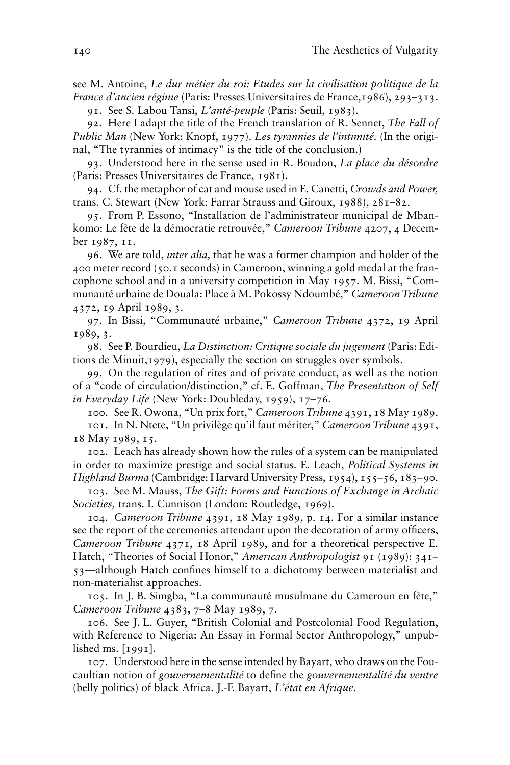see M. Antoine, *Le dur métier du roi: Etudes sur la civilisation politique de la France d'ancien régime* (Paris: Presses Universitaires de France,1986), 293–313.

91. See S. Labou Tansi, *L'anté-peuple* (Paris: Seuil, 1983).

92. Here I adapt the title of the French translation of R. Sennet, *The Fall of Public Man* (New York: Knopf, 1977). *Les tyrannies de l'intimité.* (In the original, "The tyrannies of intimacy" is the title of the conclusion.)

93. Understood here in the sense used in R. Boudon, *La place du désordre* (Paris: Presses Universitaires de France, 1981).

94. Cf. the metaphor of cat and mouse used in E. Canetti, *Crowds and Power,* trans. C. Stewart (New York: Farrar Strauss and Giroux, 1988), 281–82.

95. From P. Essono, "Installation de l'administrateur municipal de Mbankomo: Le fête de la démocratie retrouvée," *Cameroon Tribune* 4207, 4 December 1987, 11.

96. We are told, *inter alia,* that he was a former champion and holder of the 400 meter record (50.1 seconds) in Cameroon, winning a gold medal at the francophone school and in a university competition in May 1957. M. Bissi, "Communauté urbaine de Douala: Place à M. Pokossy Ndoumbé," *Cameroon Tribune* 4372, 19 April 1989, 3.

97. In Bissi, "Communauté urbaine," *Cameroon Tribune* 4372, 19 April 1989, 3.

98. See P. Bourdieu, *La Distinction: Critique sociale du jugement* (Paris: Editions de Minuit,1979), especially the section on struggles over symbols.

99. On the regulation of rites and of private conduct, as well as the notion of a "code of circulation/distinction," cf. E. Goffman, *The Presentation of Self in Everyday Life* (New York: Doubleday, 1959), 17–76.

100. See R. Owona, "Un prix fort," *Cameroon Tribune* 4391, 18 May 1989.

101. In N. Ntete, "Un privilège qu'il faut mériter," *Cameroon Tribune* 4391, 18 May 1989, 15.

102. Leach has already shown how the rules of a system can be manipulated in order to maximize prestige and social status. E. Leach, *Political Systems in Highland Burma* (Cambridge: Harvard University Press, 1954), 155–56, 183–90.

103. See M. Mauss, *The Gift: Forms and Functions of Exchange in Archaic Societies,* trans. I. Cunnison (London: Routledge, 1969).

104. *Cameroon Tribune* 4391, 18 May 1989, p. 14. For a similar instance see the report of the ceremonies attendant upon the decoration of army officers, *Cameroon Tribune* 4371, 18 April 1989, and for a theoretical perspective E. Hatch, "Theories of Social Honor," *American Anthropologist* 91 (1989): 341–53—although Hatch confines himself to a dichotomy between materialist and non-materialist approaches.

105. In J. B. Simgba, "La communauté musulmane du Cameroun en fête," *Cameroon Tribune* 4383, 7–8 May 1989, 7.

106. See J. L. Guyer, "British Colonial and Postcolonial Food Regulation, with Reference to Nigeria: An Essay in Formal Sector Anthropology," unpublished ms. [1991].

107. Understood here in the sense intended by Bayart, who draws on the Foucaultian notion of *gouvernementalité* to define the *gouvernementalité du ventre* (belly politics) of black Africa. J.-F. Bayart, *L'état en Afrique.*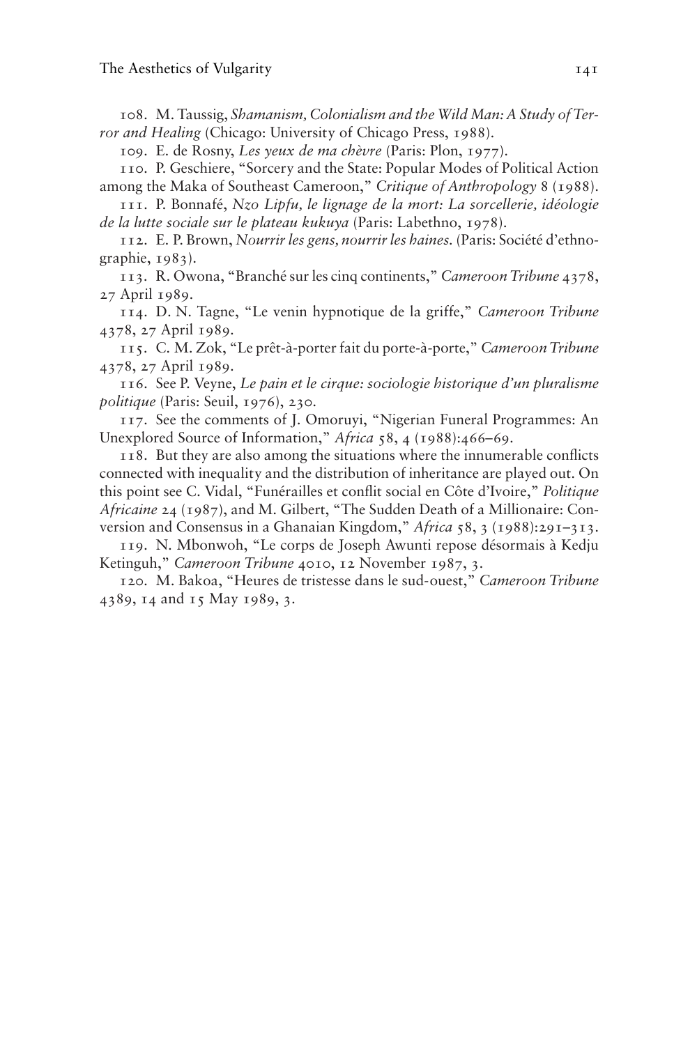108. M. Taussig, *Shamanism, Colonialism and the Wild Man: A Study of Terror and Healing* (Chicago: University of Chicago Press, 1988).

109. E. de Rosny, *Les yeux de ma chèvre* (Paris: Plon, 1977).

110. P. Geschiere, "Sorcery and the State: Popular Modes of Political Action among the Maka of Southeast Cameroon," *Critique of Anthropology* 8 (1988).

111. P. Bonnafé, *Nzo Lipfu, le lignage de la mort: La sorcellerie, idéologie de la lutte sociale sur le plateau kukuya* (Paris: Labethno, 1978).

112. E. P. Brown, *Nourrir les gens, nourrir les haines.* (Paris: Société d'ethnographie, 1983).

113. R. Owona, "Branché sur les cinq continents," *Cameroon Tribune* 4378, 27 April 1989.

114. D. N. Tagne, "Le venin hypnotique de la griffe," *Cameroon Tribune* 4378, 27 April 1989.

115. C. M. Zok, "Le prêt-à-porter fait du porte-à-porte," *Cameroon Tribune* 4378, 27 April 1989.

116. See P. Veyne, *Le pain et le cirque: sociologie historique d'un pluralisme politique* (Paris: Seuil, 1976), 230.

117. See the comments of J. Omoruyi, "Nigerian Funeral Programmes: An Unexplored Source of Information," *Africa* 58, 4 (1988):466–69.

118. But they are also among the situations where the innumerable conflicts connected with inequality and the distribution of inheritance are played out. On this point see C. Vidal, "Funérailles et conflit social en Côte d'Ivoire," *Politique Africaine* 24 (1987), and M. Gilbert, "The Sudden Death of a Millionaire: Conversion and Consensus in a Ghanaian Kingdom," *Africa* 58, 3 (1988):291–313.

119. N. Mbonwoh, "Le corps de Joseph Awunti repose désormais à Kedju Ketinguh," *Cameroon Tribune* 4010, 12 November 1987, 3.

120. M. Bakoa, "Heures de tristesse dans le sud-ouest," *Cameroon Tribune* 4389, 14 and 15 May 1989, 3.